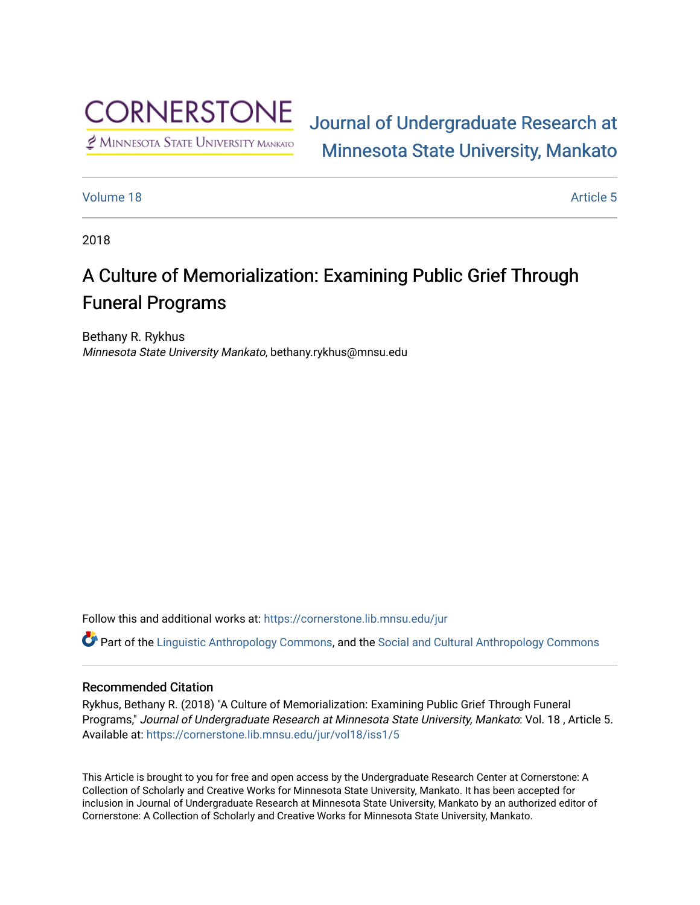CORNERSTONE

Minnesota State University Mankato

# Journal of Undergraduate Research at Minnesota State University, Mankato

Volume 18 Article 5

2018

# A Culture of Memorialization: Examining Public Grief Through Funeral Programs

Bethany R. Rykhus
*Minnesota State University Mankato*, bethany.rykhus@mnsu.edu

Follow this and additional works at: https://cornerstone.lib.mnsu.edu/jur

Part of the Linguistic Anthropology Commons, and the Social and Cultural Anthropology Commons

## Recommended Citation

Rykhus, Bethany R. (2018) "A Culture of Memorialization: Examining Public Grief Through Funeral Programs," *Journal of Undergraduate Research at Minnesota State University, Mankato*: Vol. 18 , Article 5.
Available at: https://cornerstone.lib.mnsu.edu/jur/vol18/iss1/5

This Article is brought to you for free and open access by the Undergraduate Research Center at Cornerstone: A Collection of Scholarly and Creative Works for Minnesota State University, Mankato. It has been accepted for inclusion in Journal of Undergraduate Research at Minnesota State University, Mankato by an authorized editor of Cornerstone: A Collection of Scholarly and Creative Works for Minnesota State University, Mankato.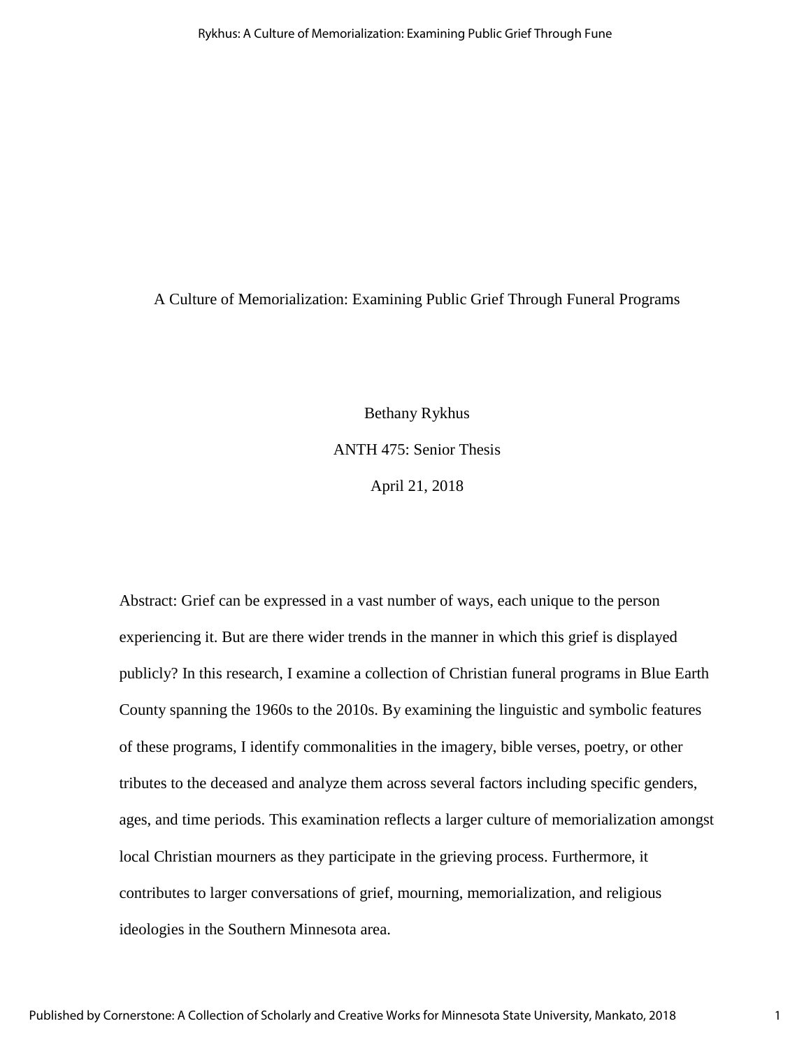# A Culture of Memorialization: Examining Public Grief Through Funeral Programs

Bethany Rykhus

ANTH 475: Senior Thesis

April 21, 2018

Abstract: Grief can be expressed in a vast number of ways, each unique to the person experiencing it. But are there wider trends in the manner in which this grief is displayed publicly? In this research, I examine a collection of Christian funeral programs in Blue Earth County spanning the 1960s to the 2010s. By examining the linguistic and symbolic features of these programs, I identify commonalities in the imagery, bible verses, poetry, or other tributes to the deceased and analyze them across several factors including specific genders, ages, and time periods. This examination reflects a larger culture of memorialization amongst local Christian mourners as they participate in the grieving process. Furthermore, it contributes to larger conversations of grief, mourning, memorialization, and religious ideologies in the Southern Minnesota area.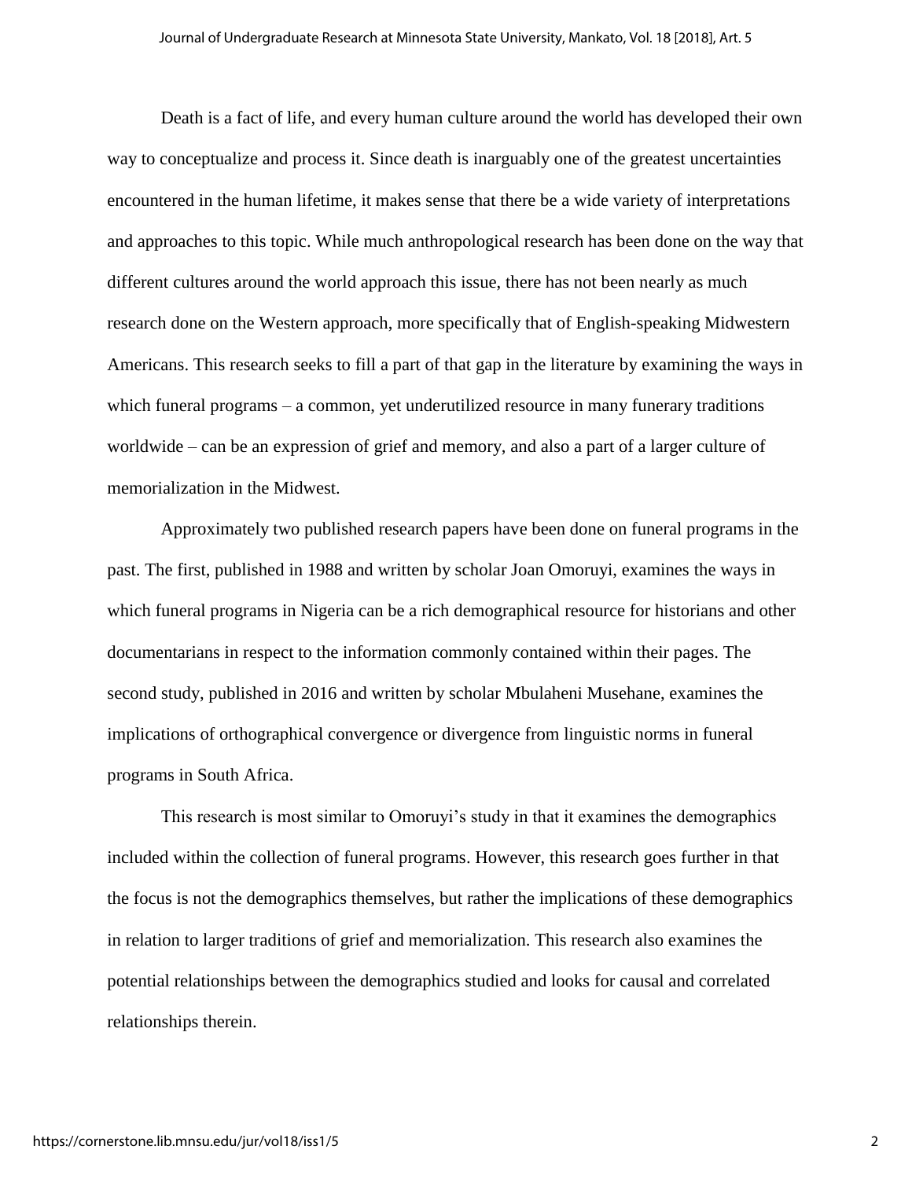Death is a fact of life, and every human culture around the world has developed their own way to conceptualize and process it. Since death is inarguably one of the greatest uncertainties encountered in the human lifetime, it makes sense that there be a wide variety of interpretations and approaches to this topic. While much anthropological research has been done on the way that different cultures around the world approach this issue, there has not been nearly as much research done on the Western approach, more specifically that of English-speaking Midwestern Americans. This research seeks to fill a part of that gap in the literature by examining the ways in which funeral programs – a common, yet underutilized resource in many funerary traditions worldwide – can be an expression of grief and memory, and also a part of a larger culture of memorialization in the Midwest.

Approximately two published research papers have been done on funeral programs in the past. The first, published in 1988 and written by scholar Joan Omoruyi, examines the ways in which funeral programs in Nigeria can be a rich demographical resource for historians and other documentarians in respect to the information commonly contained within their pages. The second study, published in 2016 and written by scholar Mbulaheni Musehane, examines the implications of orthographical convergence or divergence from linguistic norms in funeral programs in South Africa.

This research is most similar to Omoruyi's study in that it examines the demographics included within the collection of funeral programs. However, this research goes further in that the focus is not the demographics themselves, but rather the implications of these demographics in relation to larger traditions of grief and memorialization. This research also examines the potential relationships between the demographics studied and looks for causal and correlated relationships therein.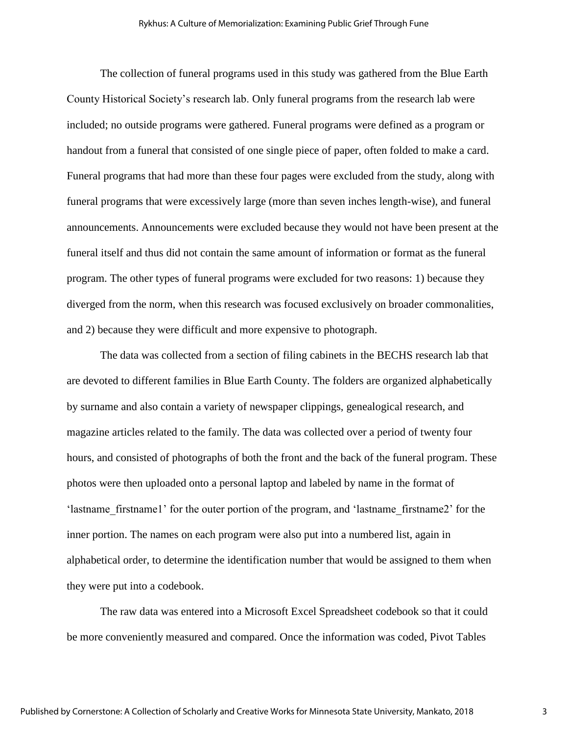The collection of funeral programs used in this study was gathered from the Blue Earth County Historical Society's research lab. Only funeral programs from the research lab were included; no outside programs were gathered. Funeral programs were defined as a program or handout from a funeral that consisted of one single piece of paper, often folded to make a card. Funeral programs that had more than these four pages were excluded from the study, along with funeral programs that were excessively large (more than seven inches length-wise), and funeral announcements. Announcements were excluded because they would not have been present at the funeral itself and thus did not contain the same amount of information or format as the funeral program. The other types of funeral programs were excluded for two reasons: 1) because they diverged from the norm, when this research was focused exclusively on broader commonalities, and 2) because they were difficult and more expensive to photograph.

The data was collected from a section of filing cabinets in the BECHS research lab that are devoted to different families in Blue Earth County. The folders are organized alphabetically by surname and also contain a variety of newspaper clippings, genealogical research, and magazine articles related to the family. The data was collected over a period of twenty four hours, and consisted of photographs of both the front and the back of the funeral program. These photos were then uploaded onto a personal laptop and labeled by name in the format of 'lastname_firstname1' for the outer portion of the program, and 'lastname_firstname2' for the inner portion. The names on each program were also put into a numbered list, again in alphabetical order, to determine the identification number that would be assigned to them when they were put into a codebook.

The raw data was entered into a Microsoft Excel Spreadsheet codebook so that it could be more conveniently measured and compared. Once the information was coded, Pivot Tables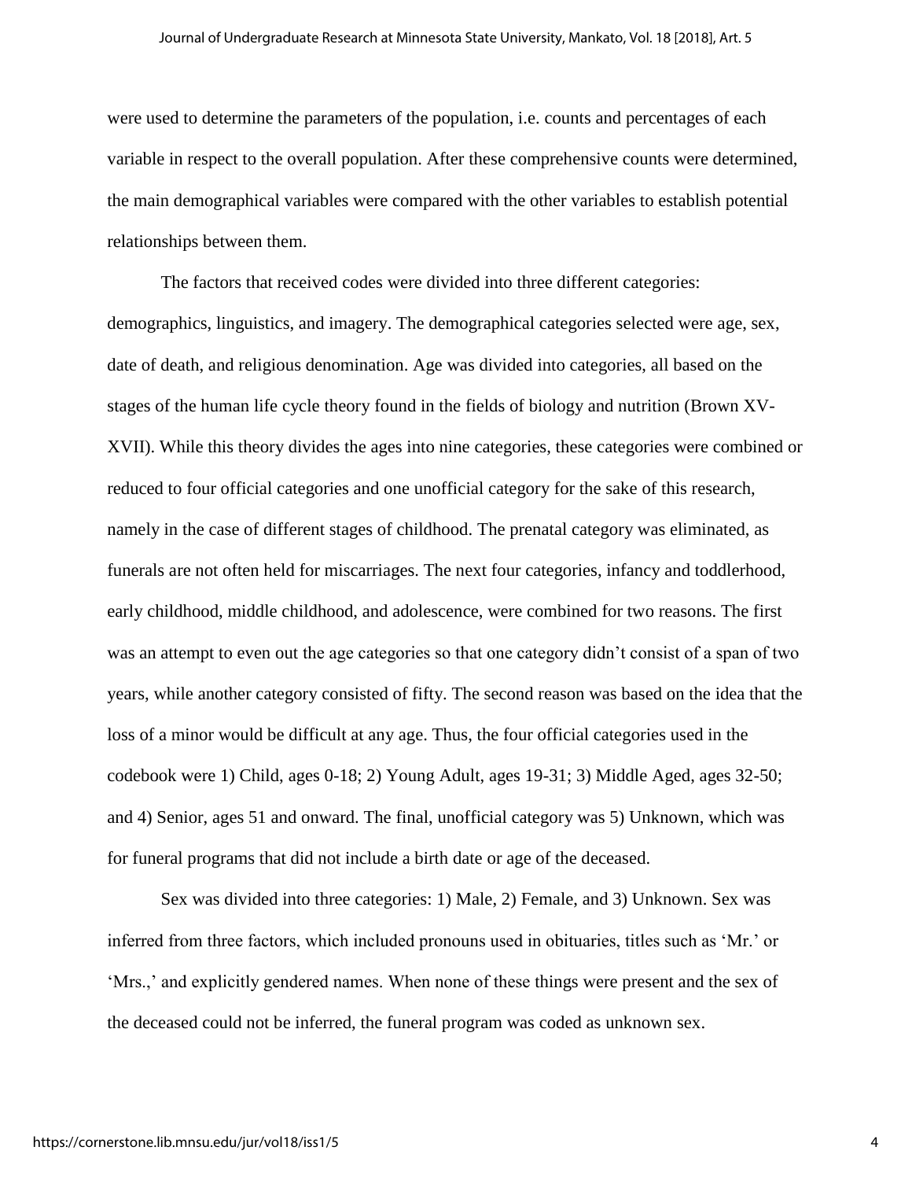were used to determine the parameters of the population, i.e. counts and percentages of each variable in respect to the overall population. After these comprehensive counts were determined, the main demographical variables were compared with the other variables to establish potential relationships between them.

The factors that received codes were divided into three different categories: demographics, linguistics, and imagery. The demographical categories selected were age, sex, date of death, and religious denomination. Age was divided into categories, all based on the stages of the human life cycle theory found in the fields of biology and nutrition (Brown XV-XVII). While this theory divides the ages into nine categories, these categories were combined or reduced to four official categories and one unofficial category for the sake of this research, namely in the case of different stages of childhood. The prenatal category was eliminated, as funerals are not often held for miscarriages. The next four categories, infancy and toddlerhood, early childhood, middle childhood, and adolescence, were combined for two reasons. The first was an attempt to even out the age categories so that one category didn't consist of a span of two years, while another category consisted of fifty. The second reason was based on the idea that the loss of a minor would be difficult at any age. Thus, the four official categories used in the codebook were 1) Child, ages 0-18; 2) Young Adult, ages 19-31; 3) Middle Aged, ages 32-50; and 4) Senior, ages 51 and onward. The final, unofficial category was 5) Unknown, which was for funeral programs that did not include a birth date or age of the deceased.

Sex was divided into three categories: 1) Male, 2) Female, and 3) Unknown. Sex was inferred from three factors, which included pronouns used in obituaries, titles such as 'Mr.' or 'Mrs.,' and explicitly gendered names. When none of these things were present and the sex of the deceased could not be inferred, the funeral program was coded as unknown sex.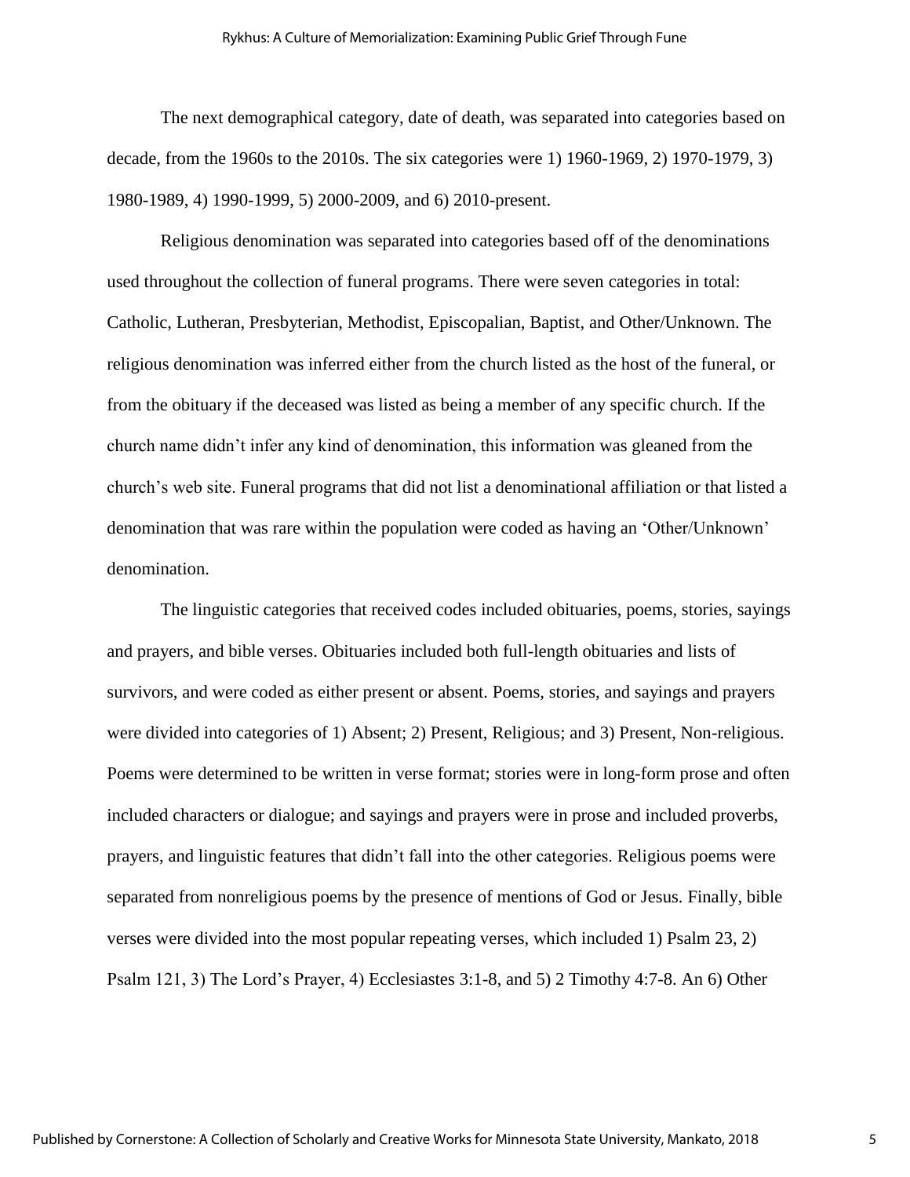The next demographical category, date of death, was separated into categories based on decade, from the 1960s to the 2010s. The six categories were 1) 1960-1969, 2) 1970-1979, 3) 1980-1989, 4) 1990-1999, 5) 2000-2009, and 6) 2010-present.

Religious denomination was separated into categories based off of the denominations used throughout the collection of funeral programs. There were seven categories in total: Catholic, Lutheran, Presbyterian, Methodist, Episcopalian, Baptist, and Other/Unknown. The religious denomination was inferred either from the church listed as the host of the funeral, or from the obituary if the deceased was listed as being a member of any specific church. If the church name didn't infer any kind of denomination, this information was gleaned from the church's web site. Funeral programs that did not list a denominational affiliation or that listed a denomination that was rare within the population were coded as having an 'Other/Unknown' denomination.

The linguistic categories that received codes included obituaries, poems, stories, sayings and prayers, and bible verses. Obituaries included both full-length obituaries and lists of survivors, and were coded as either present or absent. Poems, stories, and sayings and prayers were divided into categories of 1) Absent; 2) Present, Religious; and 3) Present, Non-religious. Poems were determined to be written in verse format; stories were in long-form prose and often included characters or dialogue; and sayings and prayers were in prose and included proverbs, prayers, and linguistic features that didn't fall into the other categories. Religious poems were separated from nonreligious poems by the presence of mentions of God or Jesus. Finally, bible verses were divided into the most popular repeating verses, which included 1) Psalm 23, 2) Psalm 121, 3) The Lord's Prayer, 4) Ecclesiastes 3:1-8, and 5) 2 Timothy 4:7-8. An 6) Other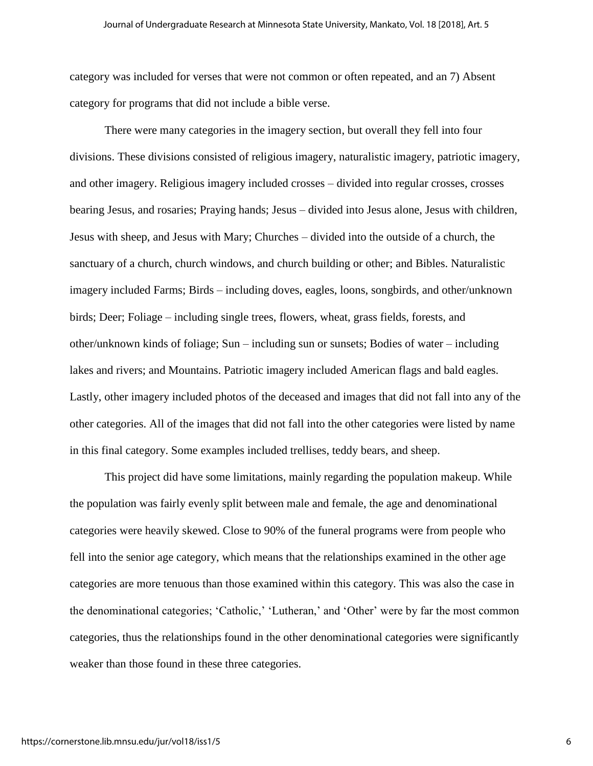category was included for verses that were not common or often repeated, and an 7) Absent category for programs that did not include a bible verse.

There were many categories in the imagery section, but overall they fell into four divisions. These divisions consisted of religious imagery, naturalistic imagery, patriotic imagery, and other imagery. Religious imagery included crosses – divided into regular crosses, crosses bearing Jesus, and rosaries; Praying hands; Jesus – divided into Jesus alone, Jesus with children, Jesus with sheep, and Jesus with Mary; Churches – divided into the outside of a church, the sanctuary of a church, church windows, and church building or other; and Bibles. Naturalistic imagery included Farms; Birds – including doves, eagles, loons, songbirds, and other/unknown birds; Deer; Foliage – including single trees, flowers, wheat, grass fields, forests, and other/unknown kinds of foliage; Sun – including sun or sunsets; Bodies of water – including lakes and rivers; and Mountains. Patriotic imagery included American flags and bald eagles. Lastly, other imagery included photos of the deceased and images that did not fall into any of the other categories. All of the images that did not fall into the other categories were listed by name in this final category. Some examples included trellises, teddy bears, and sheep.

This project did have some limitations, mainly regarding the population makeup. While the population was fairly evenly split between male and female, the age and denominational categories were heavily skewed. Close to 90% of the funeral programs were from people who fell into the senior age category, which means that the relationships examined in the other age categories are more tenuous than those examined within this category. This was also the case in the denominational categories; 'Catholic,' 'Lutheran,' and 'Other' were by far the most common categories, thus the relationships found in the other denominational categories were significantly weaker than those found in these three categories.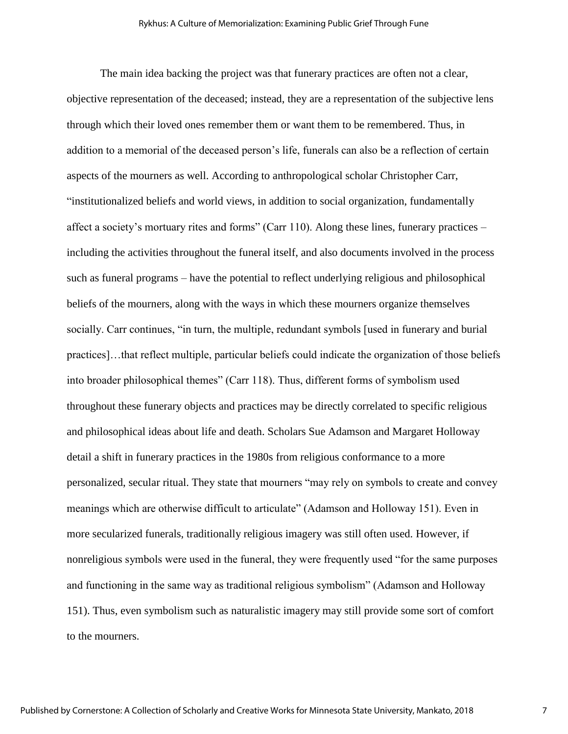The main idea backing the project was that funerary practices are often not a clear, objective representation of the deceased; instead, they are a representation of the subjective lens through which their loved ones remember them or want them to be remembered. Thus, in addition to a memorial of the deceased person's life, funerals can also be a reflection of certain aspects of the mourners as well. According to anthropological scholar Christopher Carr, "institutionalized beliefs and world views, in addition to social organization, fundamentally affect a society's mortuary rites and forms" (Carr 110). Along these lines, funerary practices – including the activities throughout the funeral itself, and also documents involved in the process such as funeral programs – have the potential to reflect underlying religious and philosophical beliefs of the mourners, along with the ways in which these mourners organize themselves socially. Carr continues, "in turn, the multiple, redundant symbols [used in funerary and burial practices]…that reflect multiple, particular beliefs could indicate the organization of those beliefs into broader philosophical themes" (Carr 118). Thus, different forms of symbolism used throughout these funerary objects and practices may be directly correlated to specific religious and philosophical ideas about life and death. Scholars Sue Adamson and Margaret Holloway detail a shift in funerary practices in the 1980s from religious conformance to a more personalized, secular ritual. They state that mourners "may rely on symbols to create and convey meanings which are otherwise difficult to articulate" (Adamson and Holloway 151). Even in more secularized funerals, traditionally religious imagery was still often used. However, if nonreligious symbols were used in the funeral, they were frequently used "for the same purposes and functioning in the same way as traditional religious symbolism" (Adamson and Holloway 151). Thus, even symbolism such as naturalistic imagery may still provide some sort of comfort to the mourners.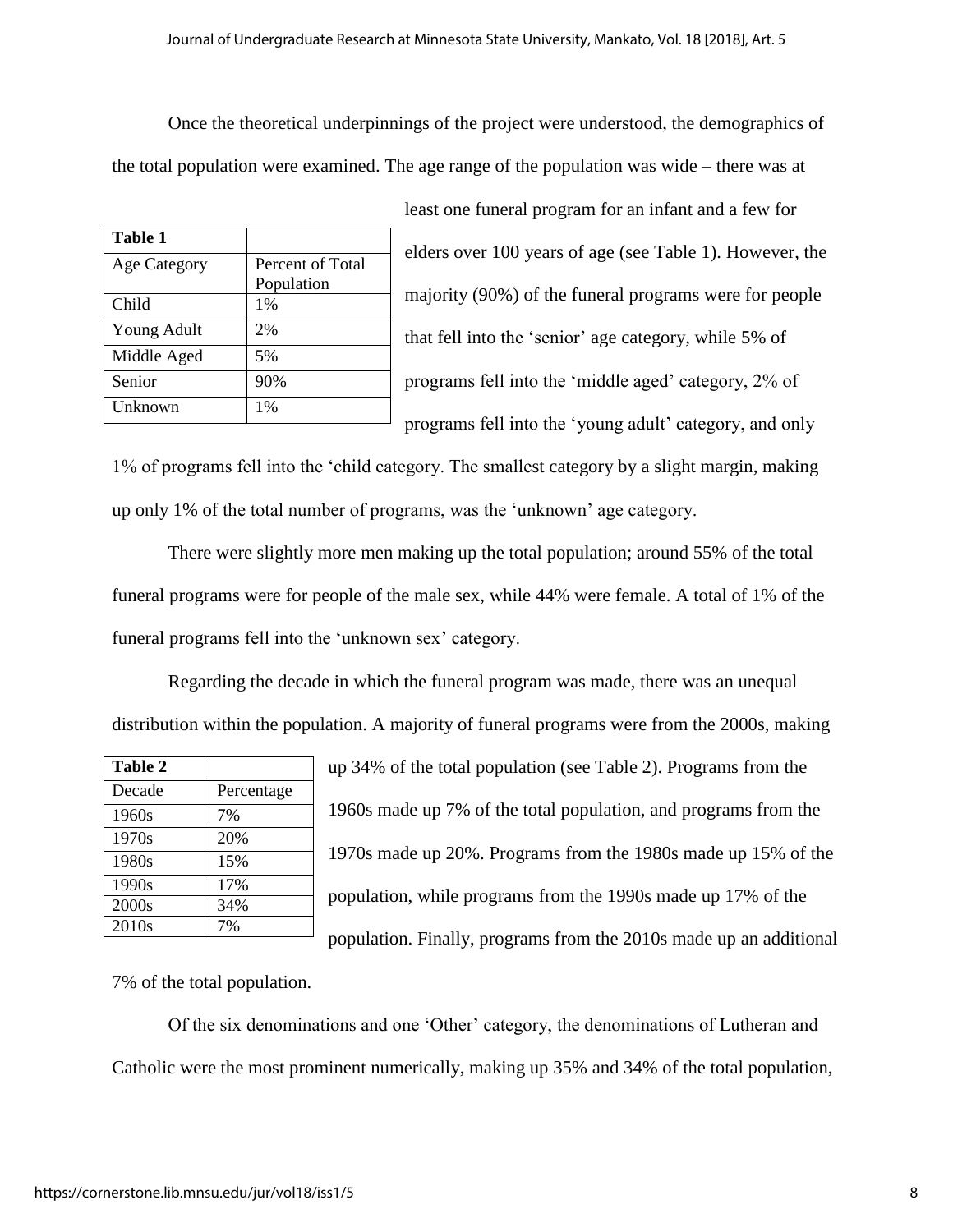Once the theoretical underpinnings of the project were understood, the demographics of the total population were examined. The age range of the population was wide – there was at least one funeral program for an infant and a few for elders over 100 years of age (see Table 1). However, the majority (90%) of the funeral programs were for people that fell into the 'senior' age category, while 5% of programs fell into the 'middle aged' category, 2% of programs fell into the 'young adult' category, and only 1% of programs fell into the 'child category. The smallest category by a slight margin, making up only 1% of the total number of programs, was the 'unknown' age category.

| **Table 1** | |
|---|---|
| Age Category | Percent of Total Population |
| Child | 1% |
| Young Adult | 2% |
| Middle Aged | 5% |
| Senior | 90% |
| Unknown | 1% |

There were slightly more men making up the total population; around 55% of the total funeral programs were for people of the male sex, while 44% were female. A total of 1% of the funeral programs fell into the 'unknown sex' category.

Regarding the decade in which the funeral program was made, there was an unequal distribution within the population. A majority of funeral programs were from the 2000s, making up 34% of the total population (see Table 2). Programs from the 1960s made up 7% of the total population, and programs from the 1970s made up 20%. Programs from the 1980s made up 15% of the population, while programs from the 1990s made up 17% of the population. Finally, programs from the 2010s made up an additional 7% of the total population.

| **Table 2** | |
|---|---|
| Decade | Percentage |
| 1960s | 7% |
| 1970s | 20% |
| 1980s | 15% |
| 1990s | 17% |
| 2000s | 34% |
| 2010s | 7% |

Of the six denominations and one 'Other' category, the denominations of Lutheran and Catholic were the most prominent numerically, making up 35% and 34% of the total population,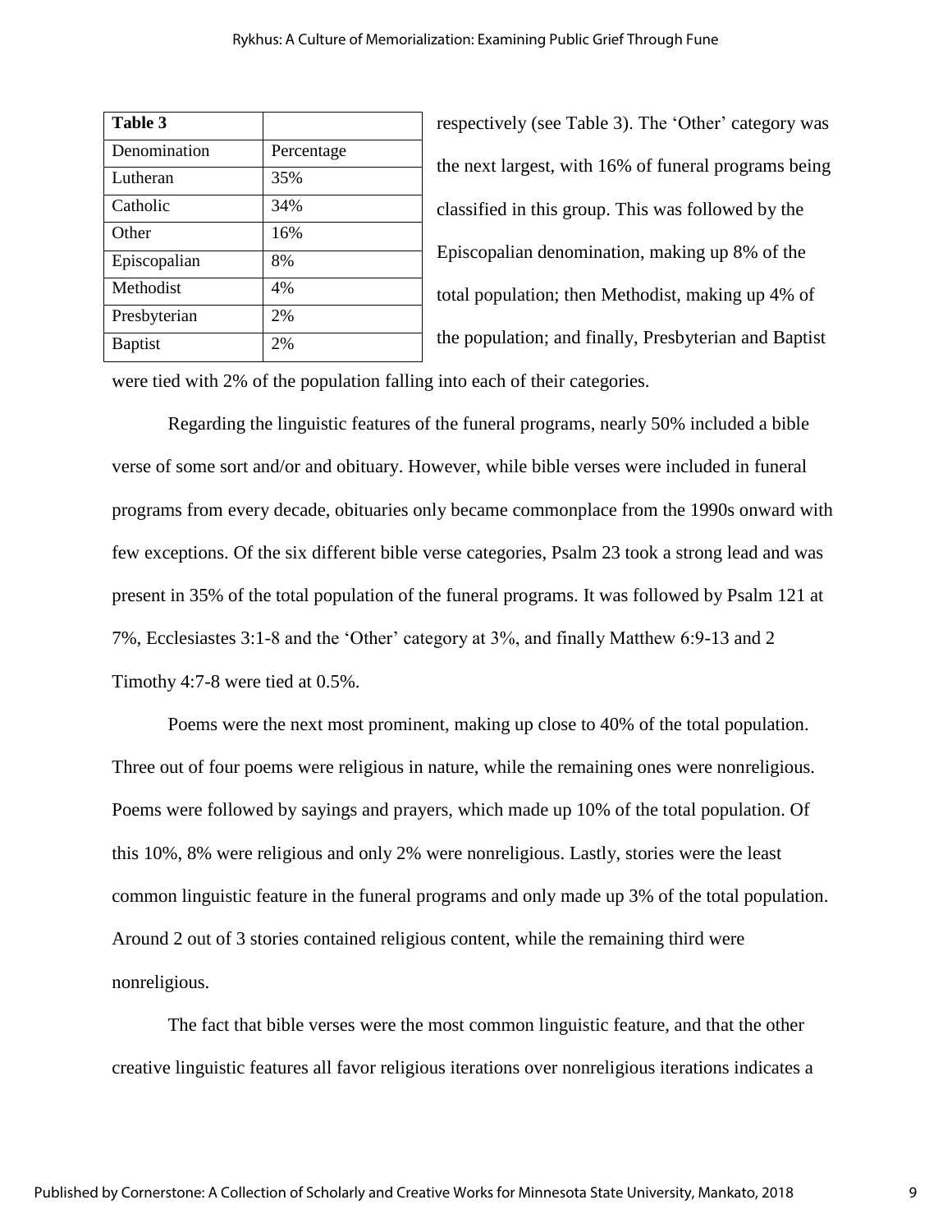| Table 3 | |
|---|---|
| Denomination | Percentage |
| Lutheran | 35% |
| Catholic | 34% |
| Other | 16% |
| Episcopalian | 8% |
| Methodist | 4% |
| Presbyterian | 2% |
| Baptist | 2% |

respectively (see Table 3). The 'Other' category was the next largest, with 16% of funeral programs being classified in this group. This was followed by the Episcopalian denomination, making up 8% of the total population; then Methodist, making up 4% of the population; and finally, Presbyterian and Baptist were tied with 2% of the population falling into each of their categories.

Regarding the linguistic features of the funeral programs, nearly 50% included a bible verse of some sort and/or and obituary. However, while bible verses were included in funeral programs from every decade, obituaries only became commonplace from the 1990s onward with few exceptions. Of the six different bible verse categories, Psalm 23 took a strong lead and was present in 35% of the total population of the funeral programs. It was followed by Psalm 121 at 7%, Ecclesiastes 3:1-8 and the 'Other' category at 3%, and finally Matthew 6:9-13 and 2 Timothy 4:7-8 were tied at 0.5%.

Poems were the next most prominent, making up close to 40% of the total population. Three out of four poems were religious in nature, while the remaining ones were nonreligious. Poems were followed by sayings and prayers, which made up 10% of the total population. Of this 10%, 8% were religious and only 2% were nonreligious. Lastly, stories were the least common linguistic feature in the funeral programs and only made up 3% of the total population. Around 2 out of 3 stories contained religious content, while the remaining third were nonreligious.

The fact that bible verses were the most common linguistic feature, and that the other creative linguistic features all favor religious iterations over nonreligious iterations indicates a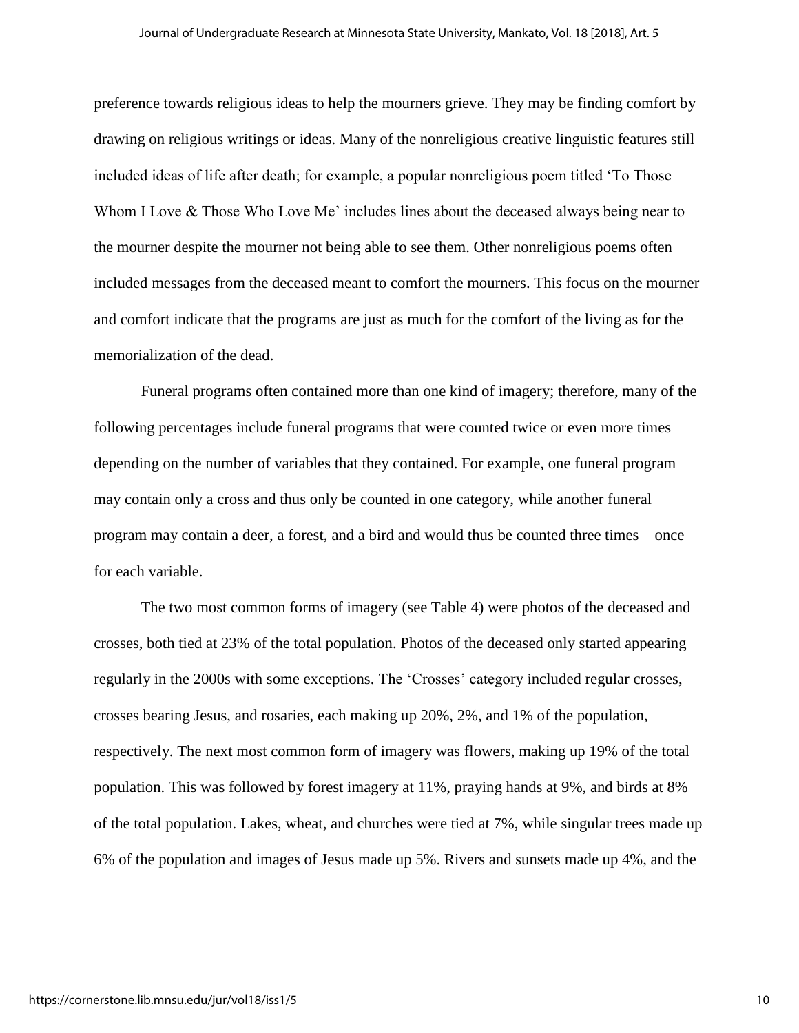preference towards religious ideas to help the mourners grieve. They may be finding comfort by drawing on religious writings or ideas. Many of the nonreligious creative linguistic features still included ideas of life after death; for example, a popular nonreligious poem titled 'To Those Whom I Love & Those Who Love Me' includes lines about the deceased always being near to the mourner despite the mourner not being able to see them. Other nonreligious poems often included messages from the deceased meant to comfort the mourners. This focus on the mourner and comfort indicate that the programs are just as much for the comfort of the living as for the memorialization of the dead.

Funeral programs often contained more than one kind of imagery; therefore, many of the following percentages include funeral programs that were counted twice or even more times depending on the number of variables that they contained. For example, one funeral program may contain only a cross and thus only be counted in one category, while another funeral program may contain a deer, a forest, and a bird and would thus be counted three times – once for each variable.

The two most common forms of imagery (see Table 4) were photos of the deceased and crosses, both tied at 23% of the total population. Photos of the deceased only started appearing regularly in the 2000s with some exceptions. The 'Crosses' category included regular crosses, crosses bearing Jesus, and rosaries, each making up 20%, 2%, and 1% of the population, respectively. The next most common form of imagery was flowers, making up 19% of the total population. This was followed by forest imagery at 11%, praying hands at 9%, and birds at 8% of the total population. Lakes, wheat, and churches were tied at 7%, while singular trees made up 6% of the population and images of Jesus made up 5%. Rivers and sunsets made up 4%, and the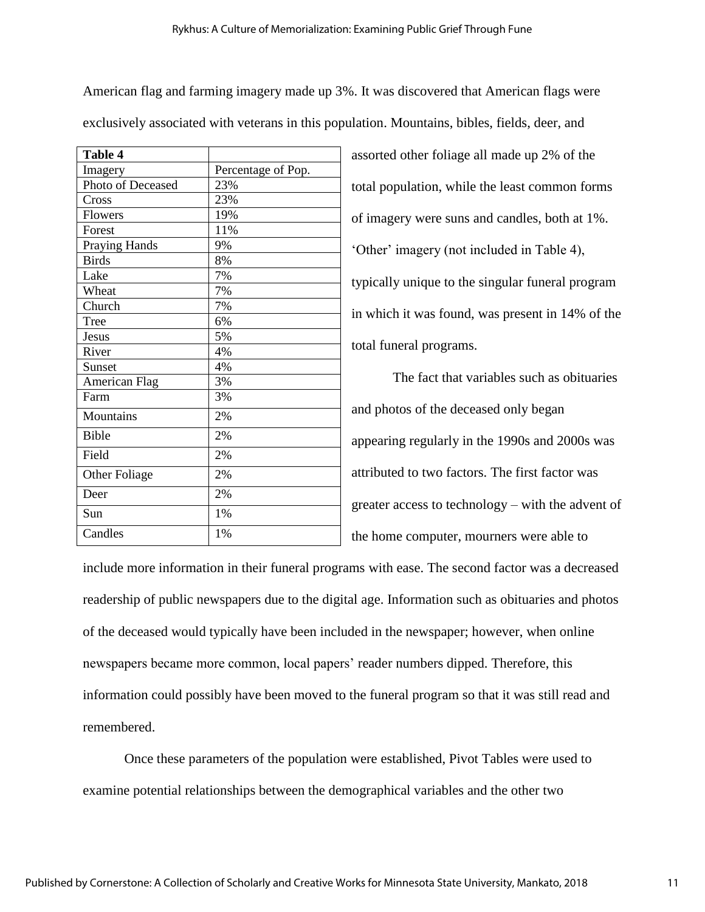American flag and farming imagery made up 3%. It was discovered that American flags were exclusively associated with veterans in this population. Mountains, bibles, fields, deer, and assorted other foliage all made up 2% of the total population, while the least common forms of imagery were suns and candles, both at 1%. 'Other' imagery (not included in Table 4), typically unique to the singular funeral program in which it was found, was present in 14% of the total funeral programs.

| **Table 4** | |
|---|---|
| Imagery | Percentage of Pop. |
| Photo of Deceased | 23% |
| Cross | 23% |
| Flowers | 19% |
| Forest | 11% |
| Praying Hands | 9% |
| Birds | 8% |
| Lake | 7% |
| Wheat | 7% |
| Church | 7% |
| Tree | 6% |
| Jesus | 5% |
| River | 4% |
| Sunset | 4% |
| American Flag | 3% |
| Farm | 3% |
| Mountains | 2% |
| Bible | 2% |
| Field | 2% |
| Other Foliage | 2% |
| Deer | 2% |
| Sun | 1% |
| Candles | 1% |

The fact that variables such as obituaries and photos of the deceased only began appearing regularly in the 1990s and 2000s was attributed to two factors. The first factor was greater access to technology – with the advent of the home computer, mourners were able to include more information in their funeral programs with ease. The second factor was a decreased readership of public newspapers due to the digital age. Information such as obituaries and photos of the deceased would typically have been included in the newspaper; however, when online newspapers became more common, local papers' reader numbers dipped. Therefore, this information could possibly have been moved to the funeral program so that it was still read and remembered.

Once these parameters of the population were established, Pivot Tables were used to examine potential relationships between the demographical variables and the other two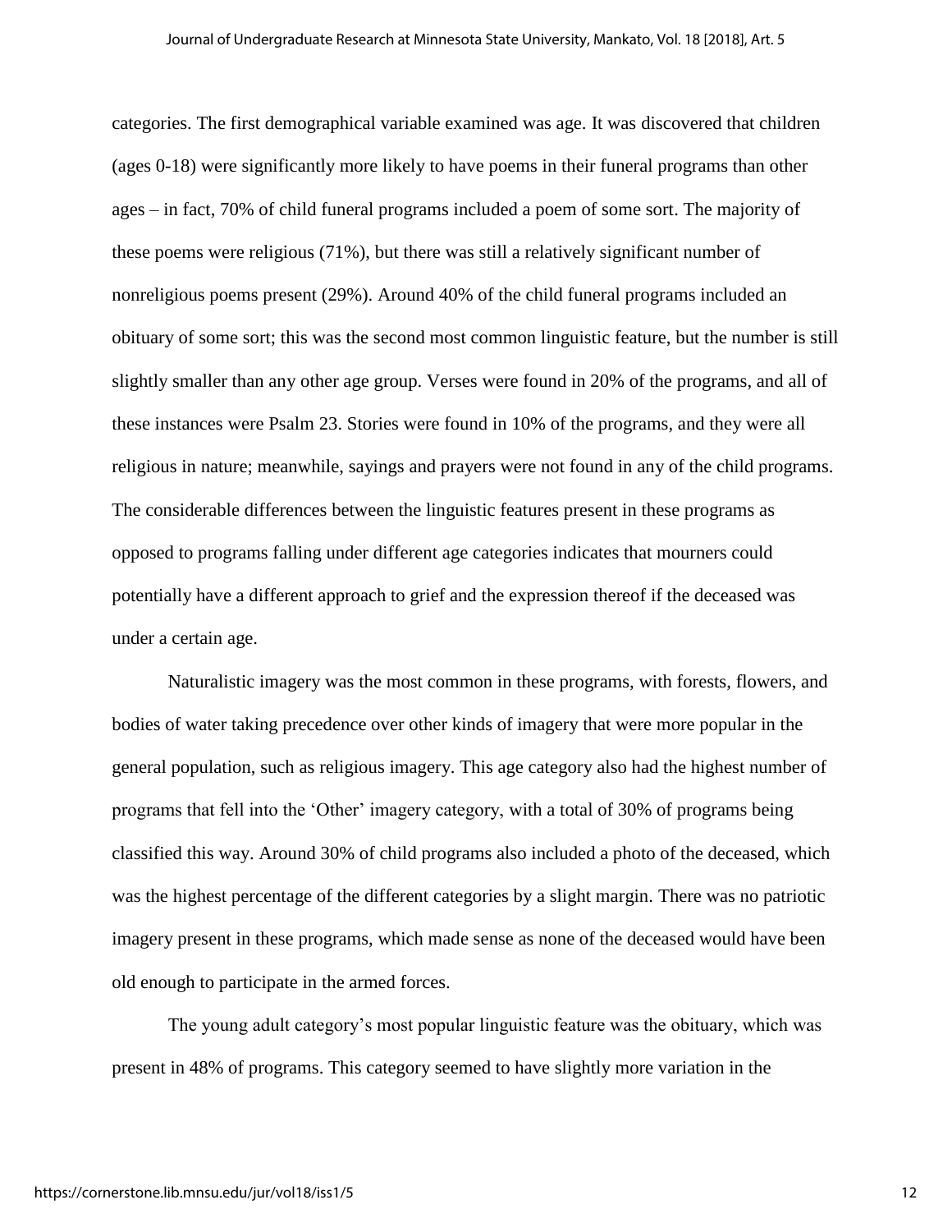categories. The first demographical variable examined was age. It was discovered that children (ages 0-18) were significantly more likely to have poems in their funeral programs than other ages – in fact, 70% of child funeral programs included a poem of some sort. The majority of these poems were religious (71%), but there was still a relatively significant number of nonreligious poems present (29%). Around 40% of the child funeral programs included an obituary of some sort; this was the second most common linguistic feature, but the number is still slightly smaller than any other age group. Verses were found in 20% of the programs, and all of these instances were Psalm 23. Stories were found in 10% of the programs, and they were all religious in nature; meanwhile, sayings and prayers were not found in any of the child programs. The considerable differences between the linguistic features present in these programs as opposed to programs falling under different age categories indicates that mourners could potentially have a different approach to grief and the expression thereof if the deceased was under a certain age.

Naturalistic imagery was the most common in these programs, with forests, flowers, and bodies of water taking precedence over other kinds of imagery that were more popular in the general population, such as religious imagery. This age category also had the highest number of programs that fell into the 'Other' imagery category, with a total of 30% of programs being classified this way. Around 30% of child programs also included a photo of the deceased, which was the highest percentage of the different categories by a slight margin. There was no patriotic imagery present in these programs, which made sense as none of the deceased would have been old enough to participate in the armed forces.

The young adult category's most popular linguistic feature was the obituary, which was present in 48% of programs. This category seemed to have slightly more variation in the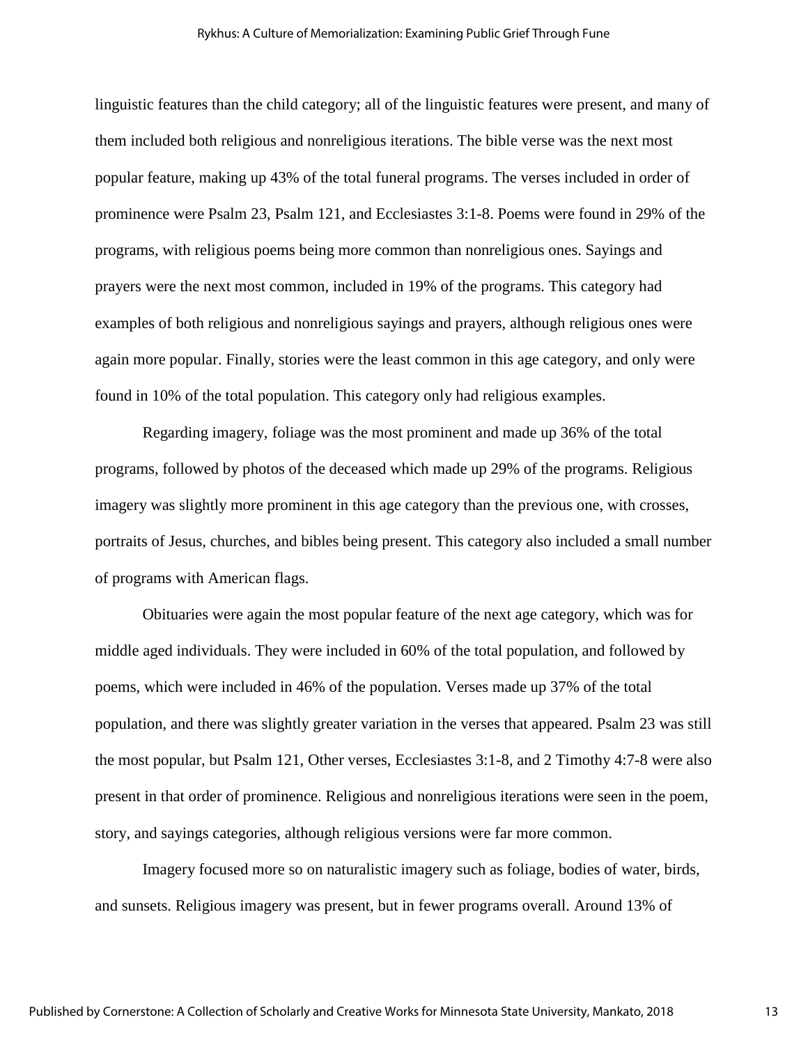linguistic features than the child category; all of the linguistic features were present, and many of them included both religious and nonreligious iterations. The bible verse was the next most popular feature, making up 43% of the total funeral programs. The verses included in order of prominence were Psalm 23, Psalm 121, and Ecclesiastes 3:1-8. Poems were found in 29% of the programs, with religious poems being more common than nonreligious ones. Sayings and prayers were the next most common, included in 19% of the programs. This category had examples of both religious and nonreligious sayings and prayers, although religious ones were again more popular. Finally, stories were the least common in this age category, and only were found in 10% of the total population. This category only had religious examples.

Regarding imagery, foliage was the most prominent and made up 36% of the total programs, followed by photos of the deceased which made up 29% of the programs. Religious imagery was slightly more prominent in this age category than the previous one, with crosses, portraits of Jesus, churches, and bibles being present. This category also included a small number of programs with American flags.

Obituaries were again the most popular feature of the next age category, which was for middle aged individuals. They were included in 60% of the total population, and followed by poems, which were included in 46% of the population. Verses made up 37% of the total population, and there was slightly greater variation in the verses that appeared. Psalm 23 was still the most popular, but Psalm 121, Other verses, Ecclesiastes 3:1-8, and 2 Timothy 4:7-8 were also present in that order of prominence. Religious and nonreligious iterations were seen in the poem, story, and sayings categories, although religious versions were far more common.

Imagery focused more so on naturalistic imagery such as foliage, bodies of water, birds, and sunsets. Religious imagery was present, but in fewer programs overall. Around 13% of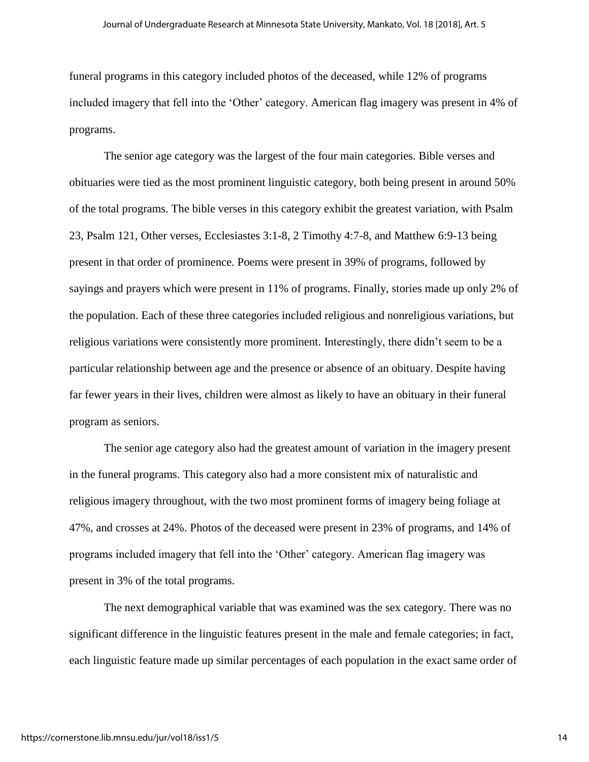funeral programs in this category included photos of the deceased, while 12% of programs included imagery that fell into the 'Other' category. American flag imagery was present in 4% of programs.

The senior age category was the largest of the four main categories. Bible verses and obituaries were tied as the most prominent linguistic category, both being present in around 50% of the total programs. The bible verses in this category exhibit the greatest variation, with Psalm 23, Psalm 121, Other verses, Ecclesiastes 3:1-8, 2 Timothy 4:7-8, and Matthew 6:9-13 being present in that order of prominence. Poems were present in 39% of programs, followed by sayings and prayers which were present in 11% of programs. Finally, stories made up only 2% of the population. Each of these three categories included religious and nonreligious variations, but religious variations were consistently more prominent. Interestingly, there didn't seem to be a particular relationship between age and the presence or absence of an obituary. Despite having far fewer years in their lives, children were almost as likely to have an obituary in their funeral program as seniors.

The senior age category also had the greatest amount of variation in the imagery present in the funeral programs. This category also had a more consistent mix of naturalistic and religious imagery throughout, with the two most prominent forms of imagery being foliage at 47%, and crosses at 24%. Photos of the deceased were present in 23% of programs, and 14% of programs included imagery that fell into the 'Other' category. American flag imagery was present in 3% of the total programs.

The next demographical variable that was examined was the sex category. There was no significant difference in the linguistic features present in the male and female categories; in fact, each linguistic feature made up similar percentages of each population in the exact same order of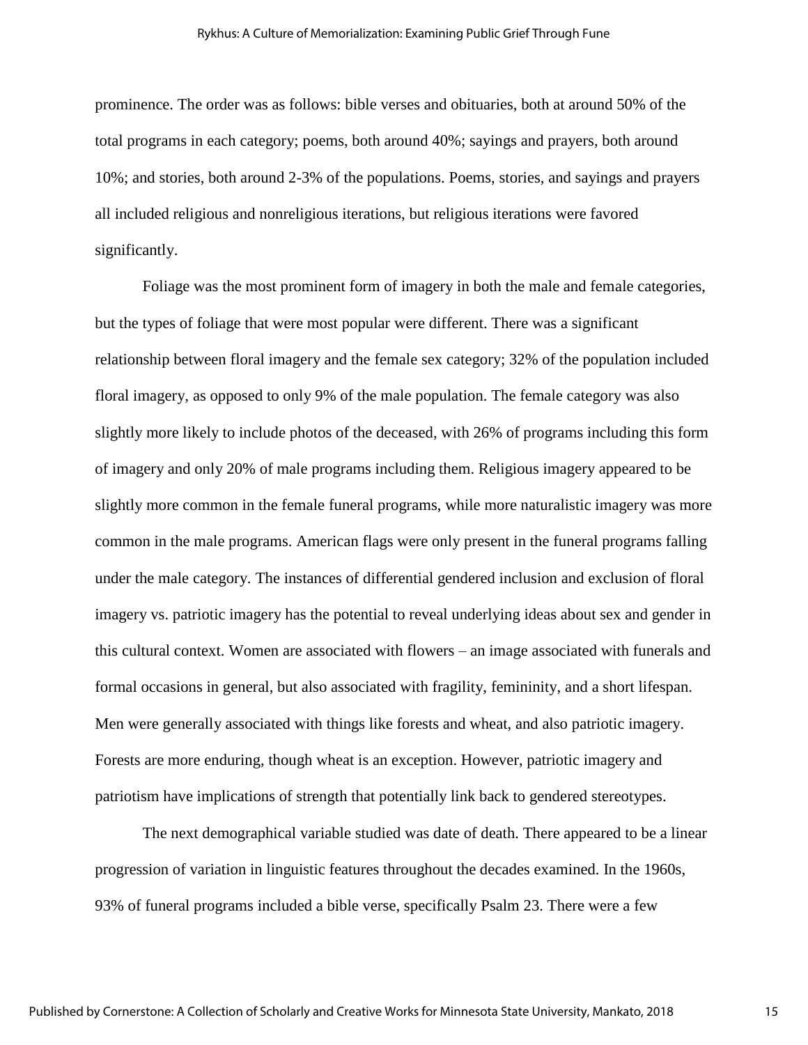prominence. The order was as follows: bible verses and obituaries, both at around 50% of the total programs in each category; poems, both around 40%; sayings and prayers, both around 10%; and stories, both around 2-3% of the populations. Poems, stories, and sayings and prayers all included religious and nonreligious iterations, but religious iterations were favored significantly.

Foliage was the most prominent form of imagery in both the male and female categories, but the types of foliage that were most popular were different. There was a significant relationship between floral imagery and the female sex category; 32% of the population included floral imagery, as opposed to only 9% of the male population. The female category was also slightly more likely to include photos of the deceased, with 26% of programs including this form of imagery and only 20% of male programs including them. Religious imagery appeared to be slightly more common in the female funeral programs, while more naturalistic imagery was more common in the male programs. American flags were only present in the funeral programs falling under the male category. The instances of differential gendered inclusion and exclusion of floral imagery vs. patriotic imagery has the potential to reveal underlying ideas about sex and gender in this cultural context. Women are associated with flowers – an image associated with funerals and formal occasions in general, but also associated with fragility, femininity, and a short lifespan. Men were generally associated with things like forests and wheat, and also patriotic imagery. Forests are more enduring, though wheat is an exception. However, patriotic imagery and patriotism have implications of strength that potentially link back to gendered stereotypes.

The next demographical variable studied was date of death. There appeared to be a linear progression of variation in linguistic features throughout the decades examined. In the 1960s, 93% of funeral programs included a bible verse, specifically Psalm 23. There were a few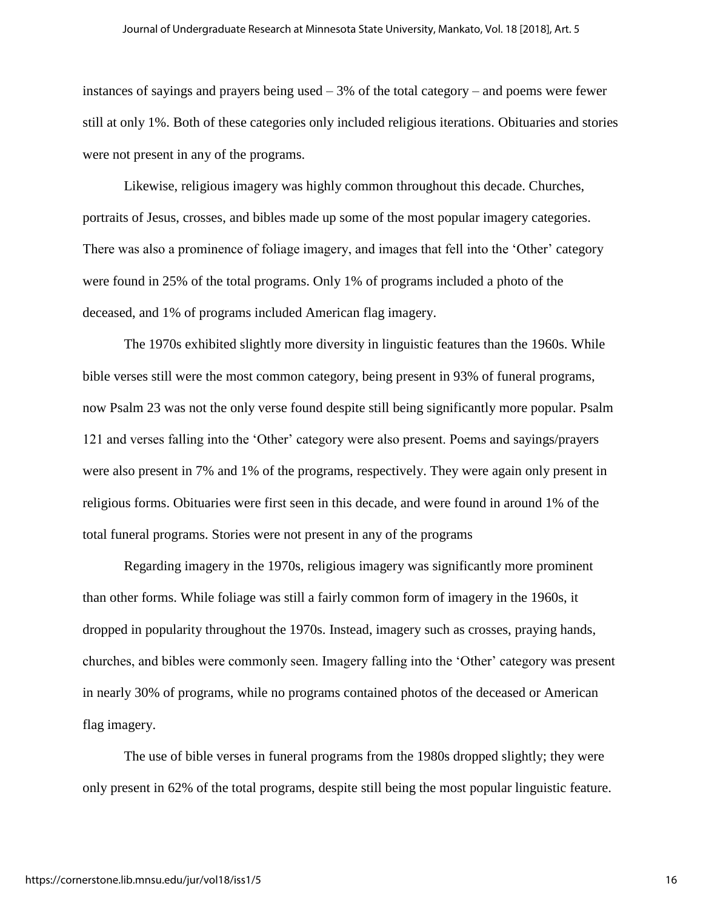instances of sayings and prayers being used – 3% of the total category – and poems were fewer still at only 1%. Both of these categories only included religious iterations. Obituaries and stories were not present in any of the programs.

Likewise, religious imagery was highly common throughout this decade. Churches, portraits of Jesus, crosses, and bibles made up some of the most popular imagery categories. There was also a prominence of foliage imagery, and images that fell into the 'Other' category were found in 25% of the total programs. Only 1% of programs included a photo of the deceased, and 1% of programs included American flag imagery.

The 1970s exhibited slightly more diversity in linguistic features than the 1960s. While bible verses still were the most common category, being present in 93% of funeral programs, now Psalm 23 was not the only verse found despite still being significantly more popular. Psalm 121 and verses falling into the 'Other' category were also present. Poems and sayings/prayers were also present in 7% and 1% of the programs, respectively. They were again only present in religious forms. Obituaries were first seen in this decade, and were found in around 1% of the total funeral programs. Stories were not present in any of the programs

Regarding imagery in the 1970s, religious imagery was significantly more prominent than other forms. While foliage was still a fairly common form of imagery in the 1960s, it dropped in popularity throughout the 1970s. Instead, imagery such as crosses, praying hands, churches, and bibles were commonly seen. Imagery falling into the 'Other' category was present in nearly 30% of programs, while no programs contained photos of the deceased or American flag imagery.

The use of bible verses in funeral programs from the 1980s dropped slightly; they were only present in 62% of the total programs, despite still being the most popular linguistic feature.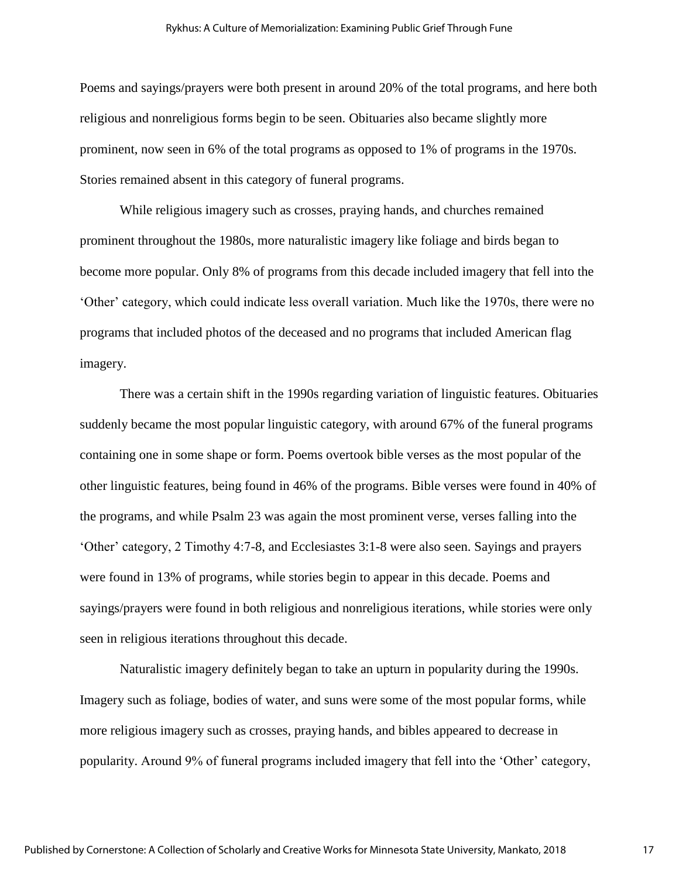Poems and sayings/prayers were both present in around 20% of the total programs, and here both religious and nonreligious forms begin to be seen. Obituaries also became slightly more prominent, now seen in 6% of the total programs as opposed to 1% of programs in the 1970s. Stories remained absent in this category of funeral programs.

While religious imagery such as crosses, praying hands, and churches remained prominent throughout the 1980s, more naturalistic imagery like foliage and birds began to become more popular. Only 8% of programs from this decade included imagery that fell into the 'Other' category, which could indicate less overall variation. Much like the 1970s, there were no programs that included photos of the deceased and no programs that included American flag imagery.

There was a certain shift in the 1990s regarding variation of linguistic features. Obituaries suddenly became the most popular linguistic category, with around 67% of the funeral programs containing one in some shape or form. Poems overtook bible verses as the most popular of the other linguistic features, being found in 46% of the programs. Bible verses were found in 40% of the programs, and while Psalm 23 was again the most prominent verse, verses falling into the 'Other' category, 2 Timothy 4:7-8, and Ecclesiastes 3:1-8 were also seen. Sayings and prayers were found in 13% of programs, while stories begin to appear in this decade. Poems and sayings/prayers were found in both religious and nonreligious iterations, while stories were only seen in religious iterations throughout this decade.

Naturalistic imagery definitely began to take an upturn in popularity during the 1990s. Imagery such as foliage, bodies of water, and suns were some of the most popular forms, while more religious imagery such as crosses, praying hands, and bibles appeared to decrease in popularity. Around 9% of funeral programs included imagery that fell into the 'Other' category,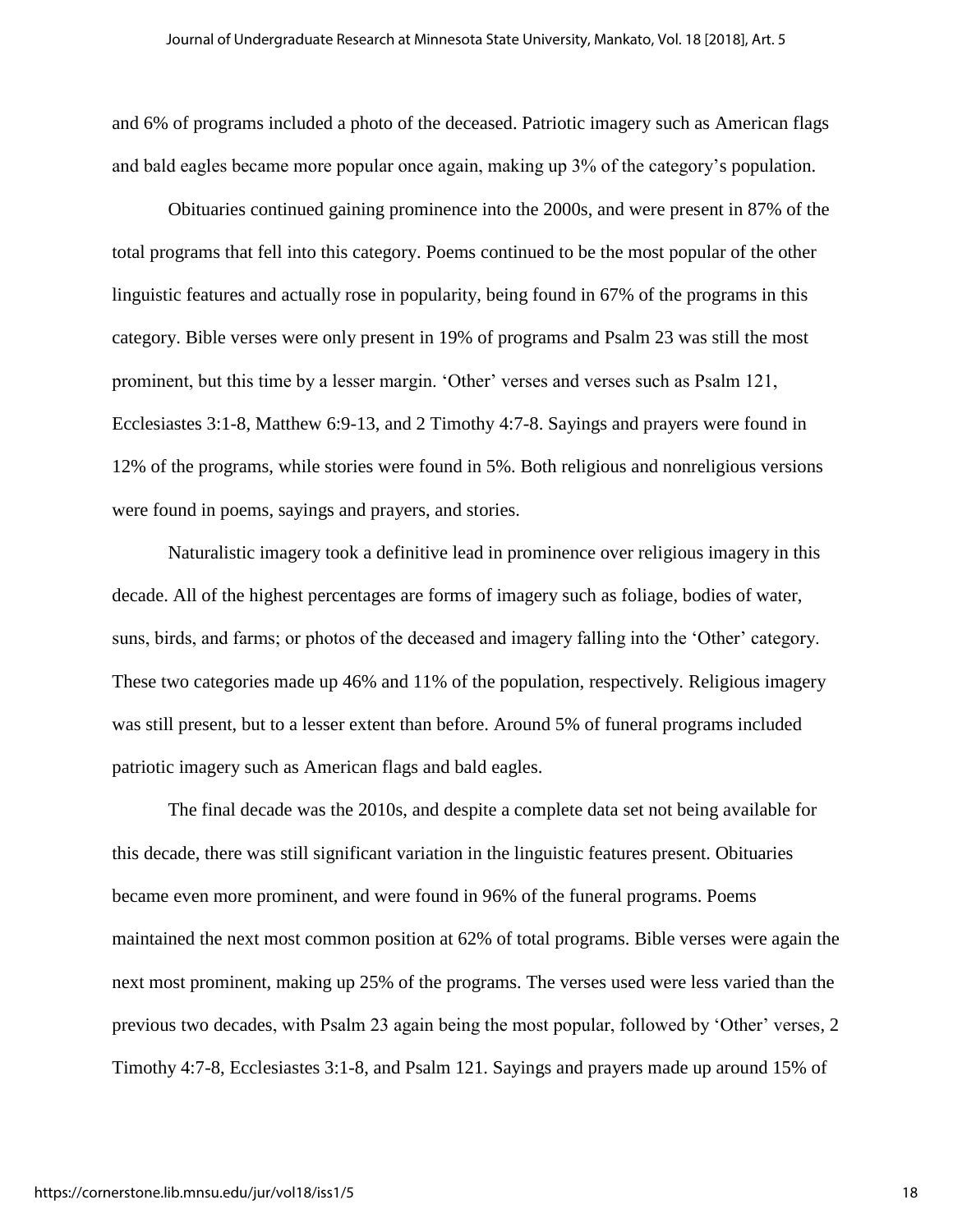and 6% of programs included a photo of the deceased. Patriotic imagery such as American flags and bald eagles became more popular once again, making up 3% of the category's population.

Obituaries continued gaining prominence into the 2000s, and were present in 87% of the total programs that fell into this category. Poems continued to be the most popular of the other linguistic features and actually rose in popularity, being found in 67% of the programs in this category. Bible verses were only present in 19% of programs and Psalm 23 was still the most prominent, but this time by a lesser margin. 'Other' verses and verses such as Psalm 121, Ecclesiastes 3:1-8, Matthew 6:9-13, and 2 Timothy 4:7-8. Sayings and prayers were found in 12% of the programs, while stories were found in 5%. Both religious and nonreligious versions were found in poems, sayings and prayers, and stories.

Naturalistic imagery took a definitive lead in prominence over religious imagery in this decade. All of the highest percentages are forms of imagery such as foliage, bodies of water, suns, birds, and farms; or photos of the deceased and imagery falling into the 'Other' category. These two categories made up 46% and 11% of the population, respectively. Religious imagery was still present, but to a lesser extent than before. Around 5% of funeral programs included patriotic imagery such as American flags and bald eagles.

The final decade was the 2010s, and despite a complete data set not being available for this decade, there was still significant variation in the linguistic features present. Obituaries became even more prominent, and were found in 96% of the funeral programs. Poems maintained the next most common position at 62% of total programs. Bible verses were again the next most prominent, making up 25% of the programs. The verses used were less varied than the previous two decades, with Psalm 23 again being the most popular, followed by 'Other' verses, 2 Timothy 4:7-8, Ecclesiastes 3:1-8, and Psalm 121. Sayings and prayers made up around 15% of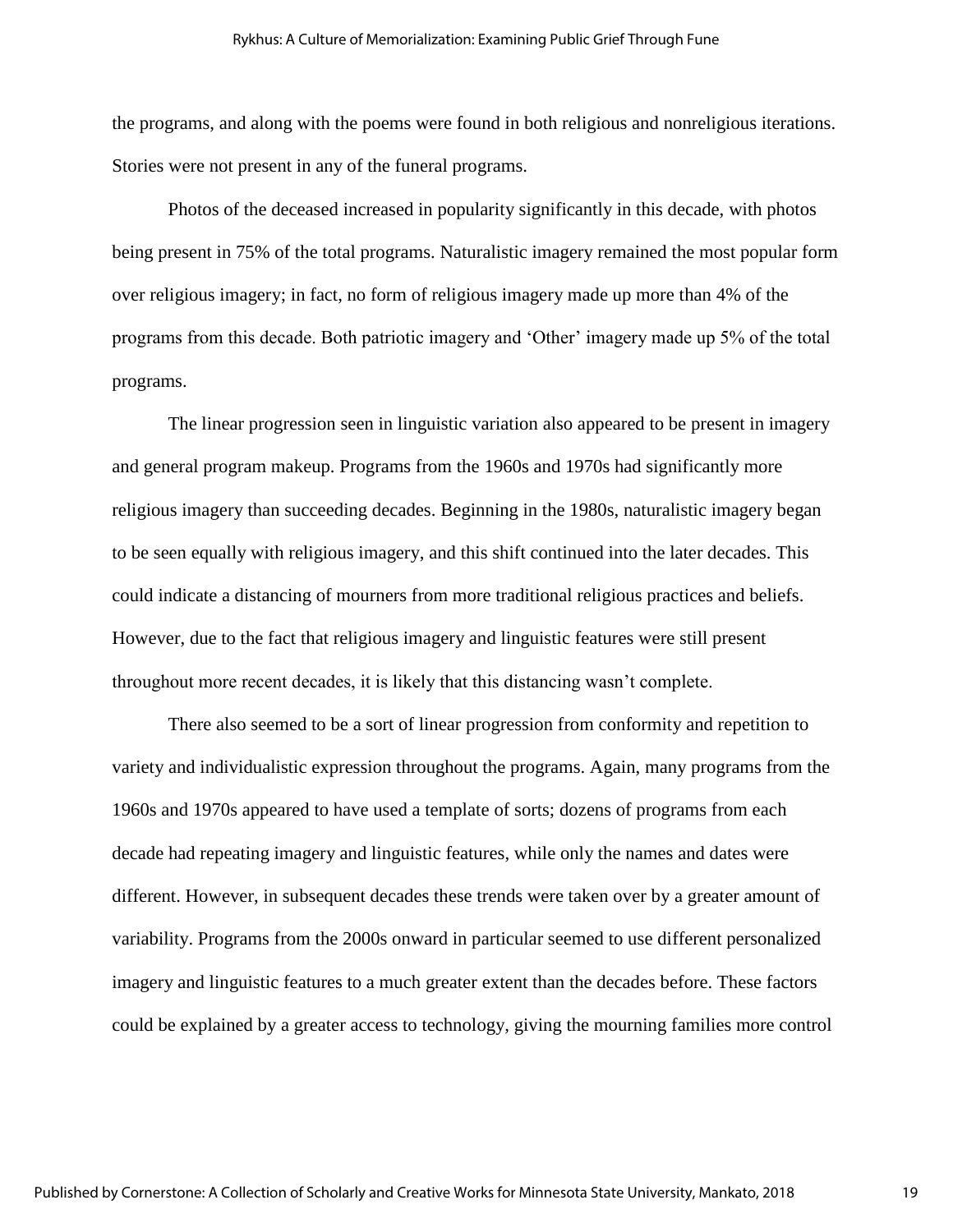the programs, and along with the poems were found in both religious and nonreligious iterations. Stories were not present in any of the funeral programs.

Photos of the deceased increased in popularity significantly in this decade, with photos being present in 75% of the total programs. Naturalistic imagery remained the most popular form over religious imagery; in fact, no form of religious imagery made up more than 4% of the programs from this decade. Both patriotic imagery and 'Other' imagery made up 5% of the total programs.

The linear progression seen in linguistic variation also appeared to be present in imagery and general program makeup. Programs from the 1960s and 1970s had significantly more religious imagery than succeeding decades. Beginning in the 1980s, naturalistic imagery began to be seen equally with religious imagery, and this shift continued into the later decades. This could indicate a distancing of mourners from more traditional religious practices and beliefs. However, due to the fact that religious imagery and linguistic features were still present throughout more recent decades, it is likely that this distancing wasn't complete.

There also seemed to be a sort of linear progression from conformity and repetition to variety and individualistic expression throughout the programs. Again, many programs from the 1960s and 1970s appeared to have used a template of sorts; dozens of programs from each decade had repeating imagery and linguistic features, while only the names and dates were different. However, in subsequent decades these trends were taken over by a greater amount of variability. Programs from the 2000s onward in particular seemed to use different personalized imagery and linguistic features to a much greater extent than the decades before. These factors could be explained by a greater access to technology, giving the mourning families more control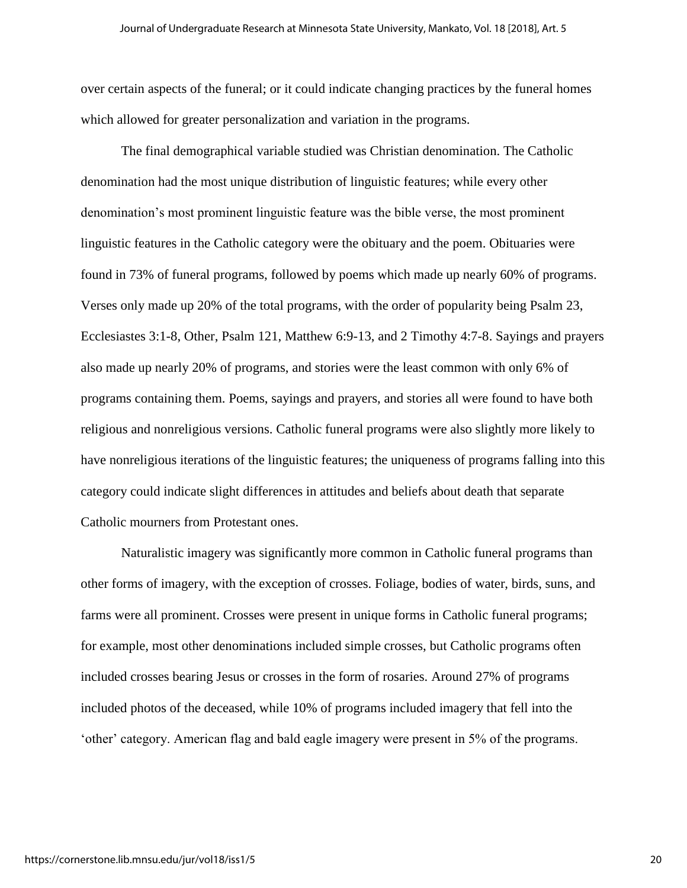over certain aspects of the funeral; or it could indicate changing practices by the funeral homes which allowed for greater personalization and variation in the programs.

The final demographical variable studied was Christian denomination. The Catholic denomination had the most unique distribution of linguistic features; while every other denomination's most prominent linguistic feature was the bible verse, the most prominent linguistic features in the Catholic category were the obituary and the poem. Obituaries were found in 73% of funeral programs, followed by poems which made up nearly 60% of programs. Verses only made up 20% of the total programs, with the order of popularity being Psalm 23, Ecclesiastes 3:1-8, Other, Psalm 121, Matthew 6:9-13, and 2 Timothy 4:7-8. Sayings and prayers also made up nearly 20% of programs, and stories were the least common with only 6% of programs containing them. Poems, sayings and prayers, and stories all were found to have both religious and nonreligious versions. Catholic funeral programs were also slightly more likely to have nonreligious iterations of the linguistic features; the uniqueness of programs falling into this category could indicate slight differences in attitudes and beliefs about death that separate Catholic mourners from Protestant ones.

Naturalistic imagery was significantly more common in Catholic funeral programs than other forms of imagery, with the exception of crosses. Foliage, bodies of water, birds, suns, and farms were all prominent. Crosses were present in unique forms in Catholic funeral programs; for example, most other denominations included simple crosses, but Catholic programs often included crosses bearing Jesus or crosses in the form of rosaries. Around 27% of programs included photos of the deceased, while 10% of programs included imagery that fell into the 'other' category. American flag and bald eagle imagery were present in 5% of the programs.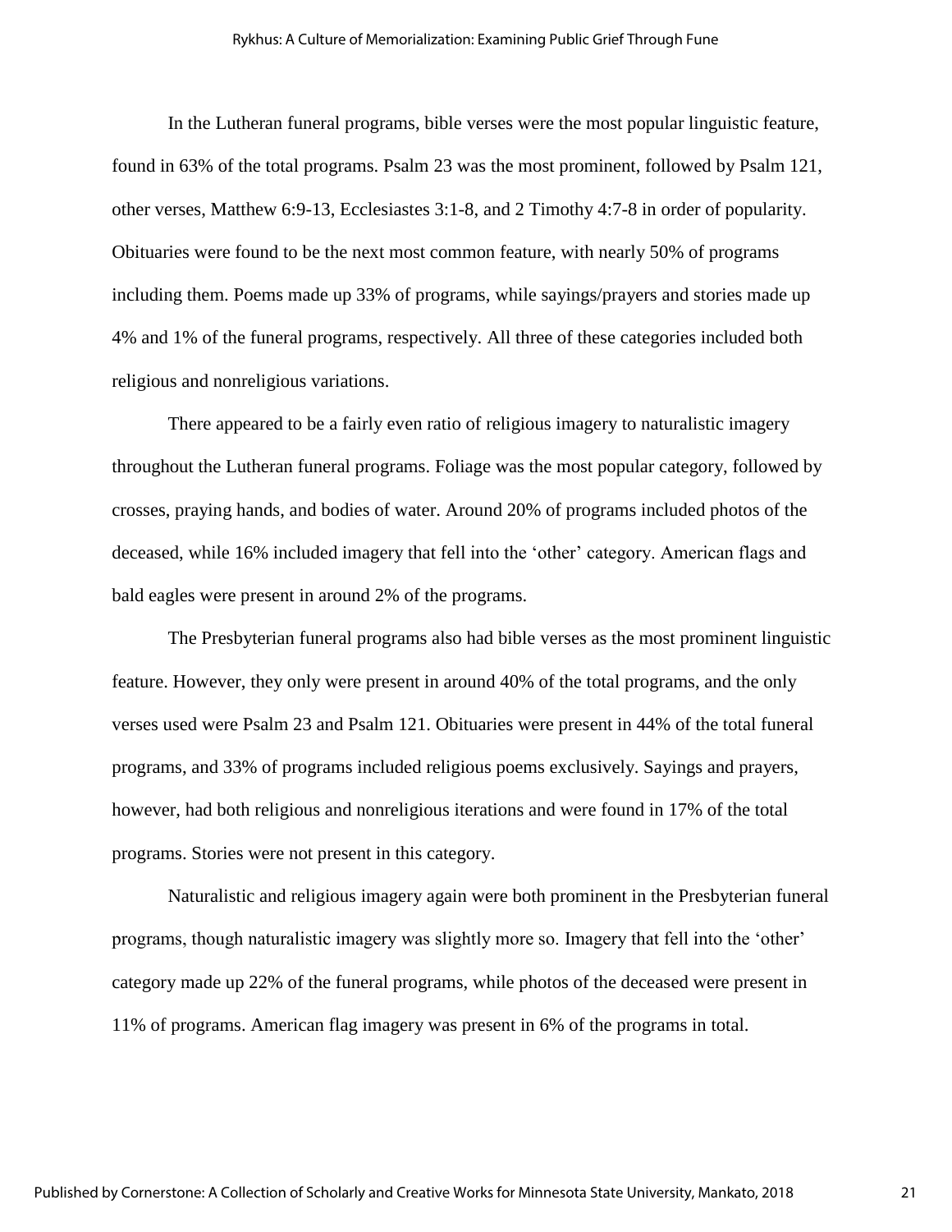In the Lutheran funeral programs, bible verses were the most popular linguistic feature, found in 63% of the total programs. Psalm 23 was the most prominent, followed by Psalm 121, other verses, Matthew 6:9-13, Ecclesiastes 3:1-8, and 2 Timothy 4:7-8 in order of popularity. Obituaries were found to be the next most common feature, with nearly 50% of programs including them. Poems made up 33% of programs, while sayings/prayers and stories made up 4% and 1% of the funeral programs, respectively. All three of these categories included both religious and nonreligious variations.

There appeared to be a fairly even ratio of religious imagery to naturalistic imagery throughout the Lutheran funeral programs. Foliage was the most popular category, followed by crosses, praying hands, and bodies of water. Around 20% of programs included photos of the deceased, while 16% included imagery that fell into the 'other' category. American flags and bald eagles were present in around 2% of the programs.

The Presbyterian funeral programs also had bible verses as the most prominent linguistic feature. However, they only were present in around 40% of the total programs, and the only verses used were Psalm 23 and Psalm 121. Obituaries were present in 44% of the total funeral programs, and 33% of programs included religious poems exclusively. Sayings and prayers, however, had both religious and nonreligious iterations and were found in 17% of the total programs. Stories were not present in this category.

Naturalistic and religious imagery again were both prominent in the Presbyterian funeral programs, though naturalistic imagery was slightly more so. Imagery that fell into the 'other' category made up 22% of the funeral programs, while photos of the deceased were present in 11% of programs. American flag imagery was present in 6% of the programs in total.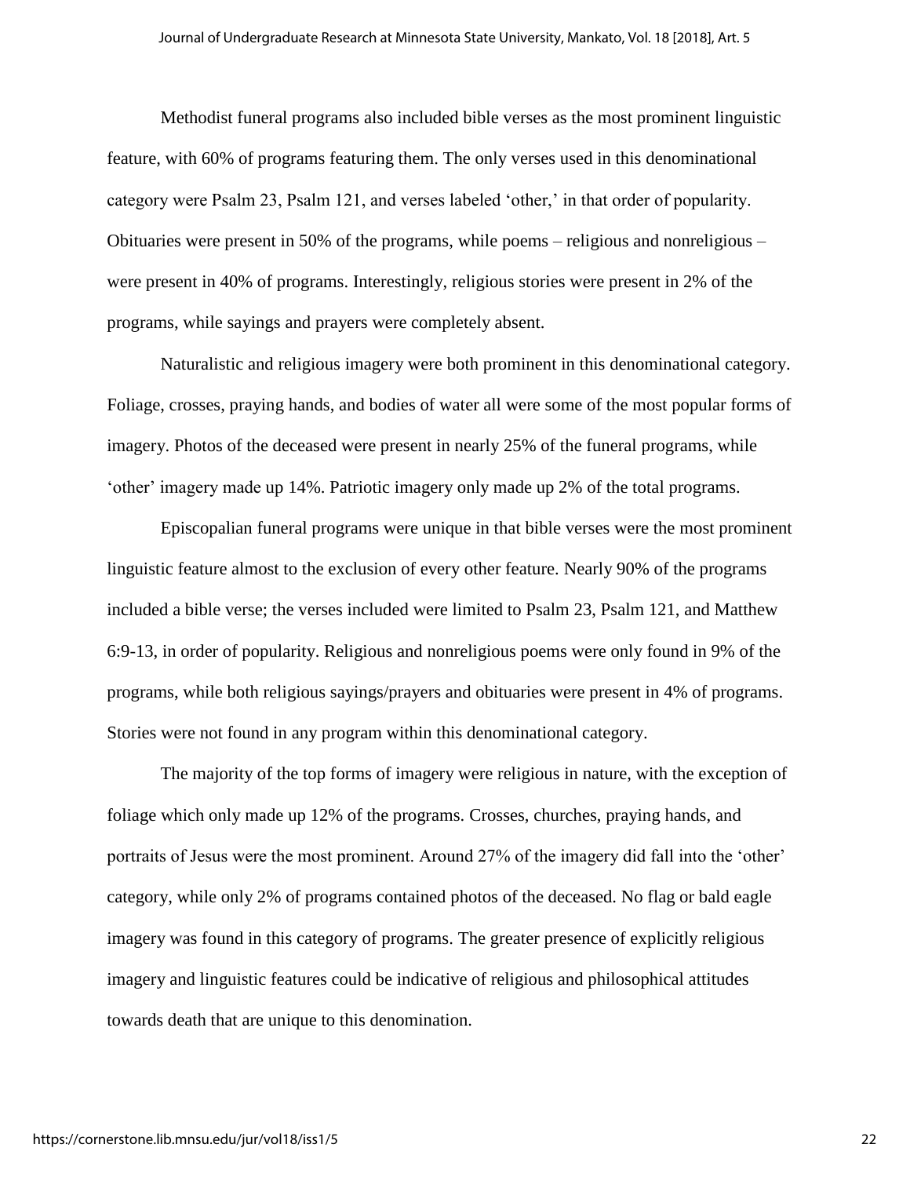Methodist funeral programs also included bible verses as the most prominent linguistic feature, with 60% of programs featuring them. The only verses used in this denominational category were Psalm 23, Psalm 121, and verses labeled 'other,' in that order of popularity. Obituaries were present in 50% of the programs, while poems – religious and nonreligious – were present in 40% of programs. Interestingly, religious stories were present in 2% of the programs, while sayings and prayers were completely absent.

Naturalistic and religious imagery were both prominent in this denominational category. Foliage, crosses, praying hands, and bodies of water all were some of the most popular forms of imagery. Photos of the deceased were present in nearly 25% of the funeral programs, while 'other' imagery made up 14%. Patriotic imagery only made up 2% of the total programs.

Episcopalian funeral programs were unique in that bible verses were the most prominent linguistic feature almost to the exclusion of every other feature. Nearly 90% of the programs included a bible verse; the verses included were limited to Psalm 23, Psalm 121, and Matthew 6:9-13, in order of popularity. Religious and nonreligious poems were only found in 9% of the programs, while both religious sayings/prayers and obituaries were present in 4% of programs. Stories were not found in any program within this denominational category.

The majority of the top forms of imagery were religious in nature, with the exception of foliage which only made up 12% of the programs. Crosses, churches, praying hands, and portraits of Jesus were the most prominent. Around 27% of the imagery did fall into the 'other' category, while only 2% of programs contained photos of the deceased. No flag or bald eagle imagery was found in this category of programs. The greater presence of explicitly religious imagery and linguistic features could be indicative of religious and philosophical attitudes towards death that are unique to this denomination.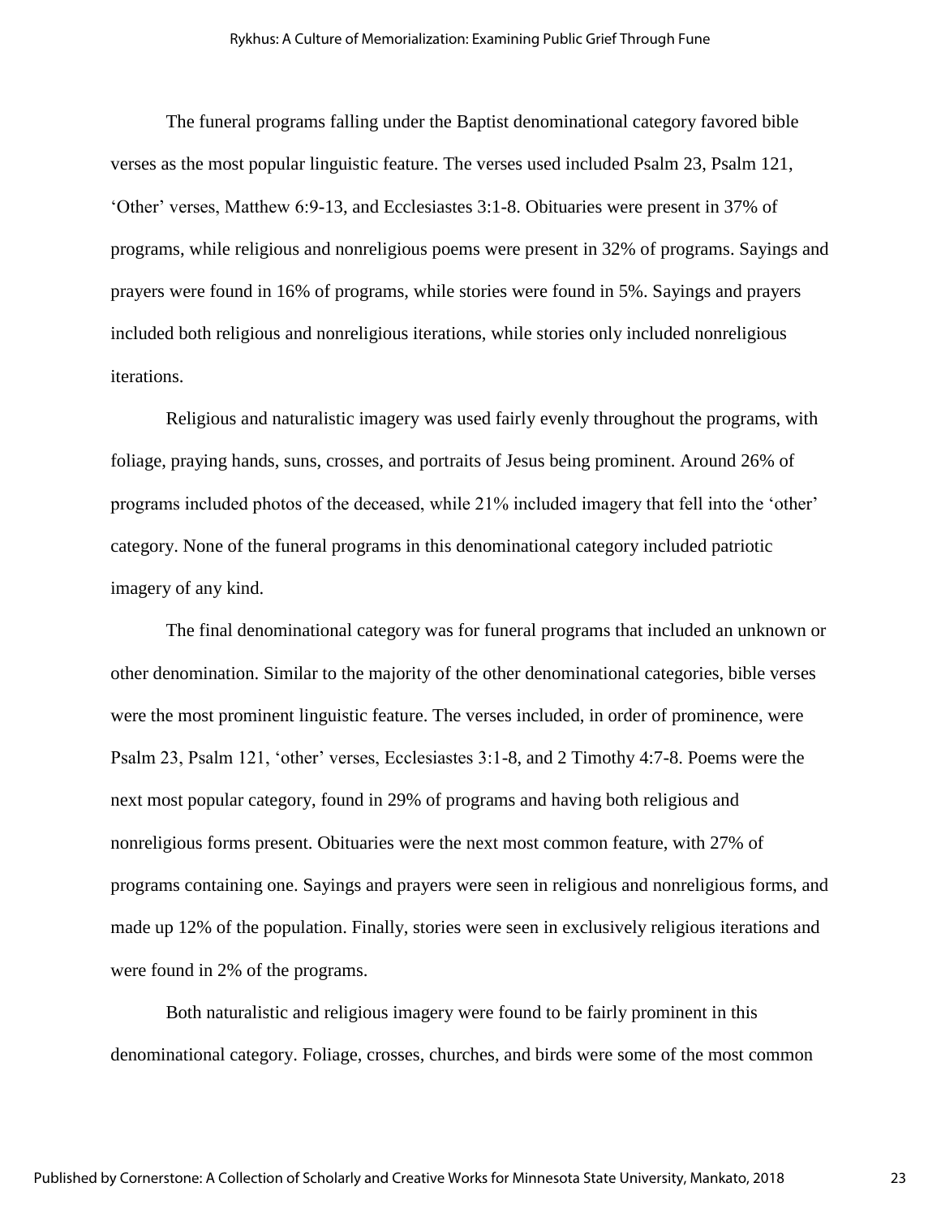The funeral programs falling under the Baptist denominational category favored bible verses as the most popular linguistic feature. The verses used included Psalm 23, Psalm 121, 'Other' verses, Matthew 6:9-13, and Ecclesiastes 3:1-8. Obituaries were present in 37% of programs, while religious and nonreligious poems were present in 32% of programs. Sayings and prayers were found in 16% of programs, while stories were found in 5%. Sayings and prayers included both religious and nonreligious iterations, while stories only included nonreligious iterations.

Religious and naturalistic imagery was used fairly evenly throughout the programs, with foliage, praying hands, suns, crosses, and portraits of Jesus being prominent. Around 26% of programs included photos of the deceased, while 21% included imagery that fell into the 'other' category. None of the funeral programs in this denominational category included patriotic imagery of any kind.

The final denominational category was for funeral programs that included an unknown or other denomination. Similar to the majority of the other denominational categories, bible verses were the most prominent linguistic feature. The verses included, in order of prominence, were Psalm 23, Psalm 121, 'other' verses, Ecclesiastes 3:1-8, and 2 Timothy 4:7-8. Poems were the next most popular category, found in 29% of programs and having both religious and nonreligious forms present. Obituaries were the next most common feature, with 27% of programs containing one. Sayings and prayers were seen in religious and nonreligious forms, and made up 12% of the population. Finally, stories were seen in exclusively religious iterations and were found in 2% of the programs.

Both naturalistic and religious imagery were found to be fairly prominent in this denominational category. Foliage, crosses, churches, and birds were some of the most common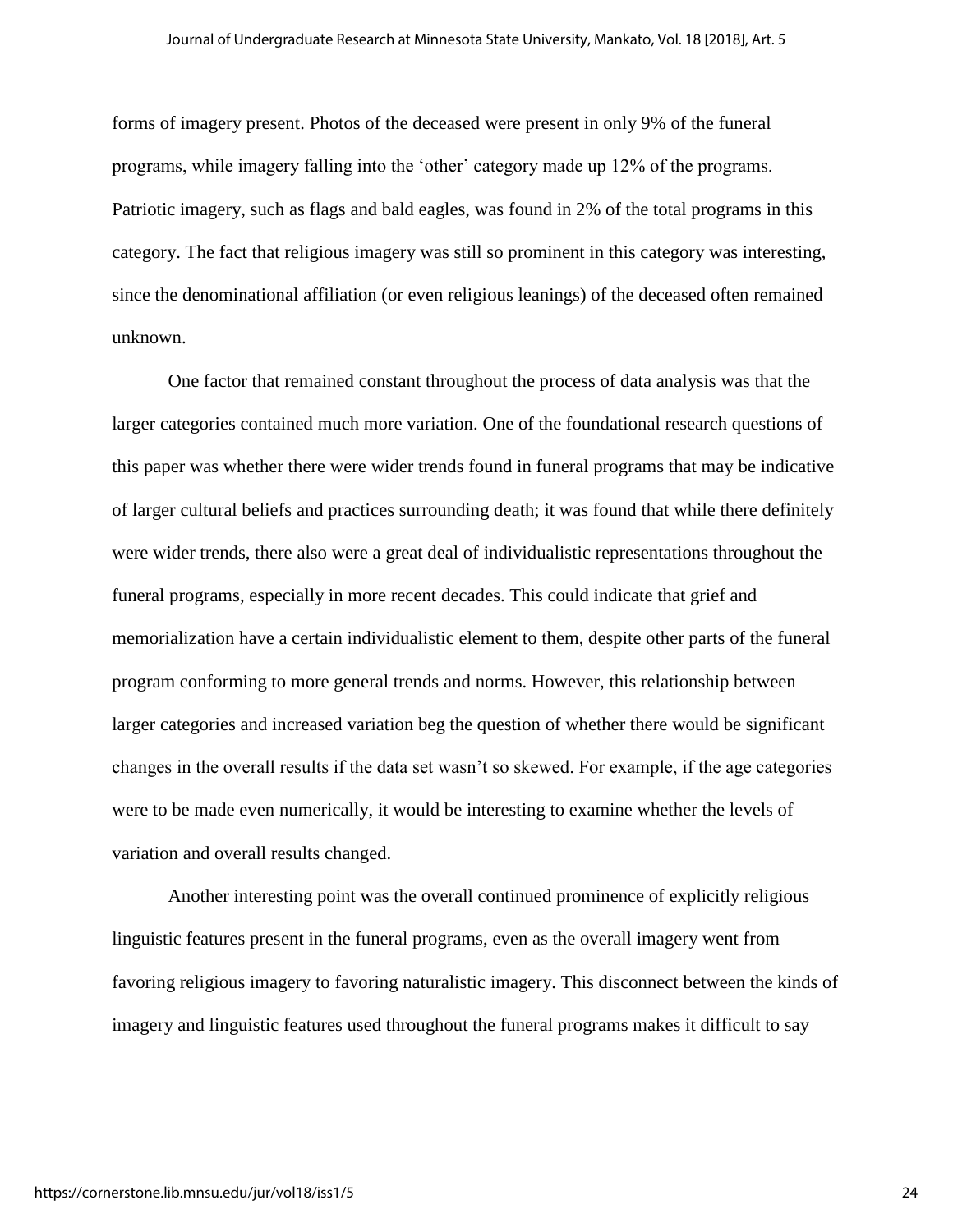forms of imagery present. Photos of the deceased were present in only 9% of the funeral programs, while imagery falling into the 'other' category made up 12% of the programs. Patriotic imagery, such as flags and bald eagles, was found in 2% of the total programs in this category. The fact that religious imagery was still so prominent in this category was interesting, since the denominational affiliation (or even religious leanings) of the deceased often remained unknown.

One factor that remained constant throughout the process of data analysis was that the larger categories contained much more variation. One of the foundational research questions of this paper was whether there were wider trends found in funeral programs that may be indicative of larger cultural beliefs and practices surrounding death; it was found that while there definitely were wider trends, there also were a great deal of individualistic representations throughout the funeral programs, especially in more recent decades. This could indicate that grief and memorialization have a certain individualistic element to them, despite other parts of the funeral program conforming to more general trends and norms. However, this relationship between larger categories and increased variation beg the question of whether there would be significant changes in the overall results if the data set wasn't so skewed. For example, if the age categories were to be made even numerically, it would be interesting to examine whether the levels of variation and overall results changed.

Another interesting point was the overall continued prominence of explicitly religious linguistic features present in the funeral programs, even as the overall imagery went from favoring religious imagery to favoring naturalistic imagery. This disconnect between the kinds of imagery and linguistic features used throughout the funeral programs makes it difficult to say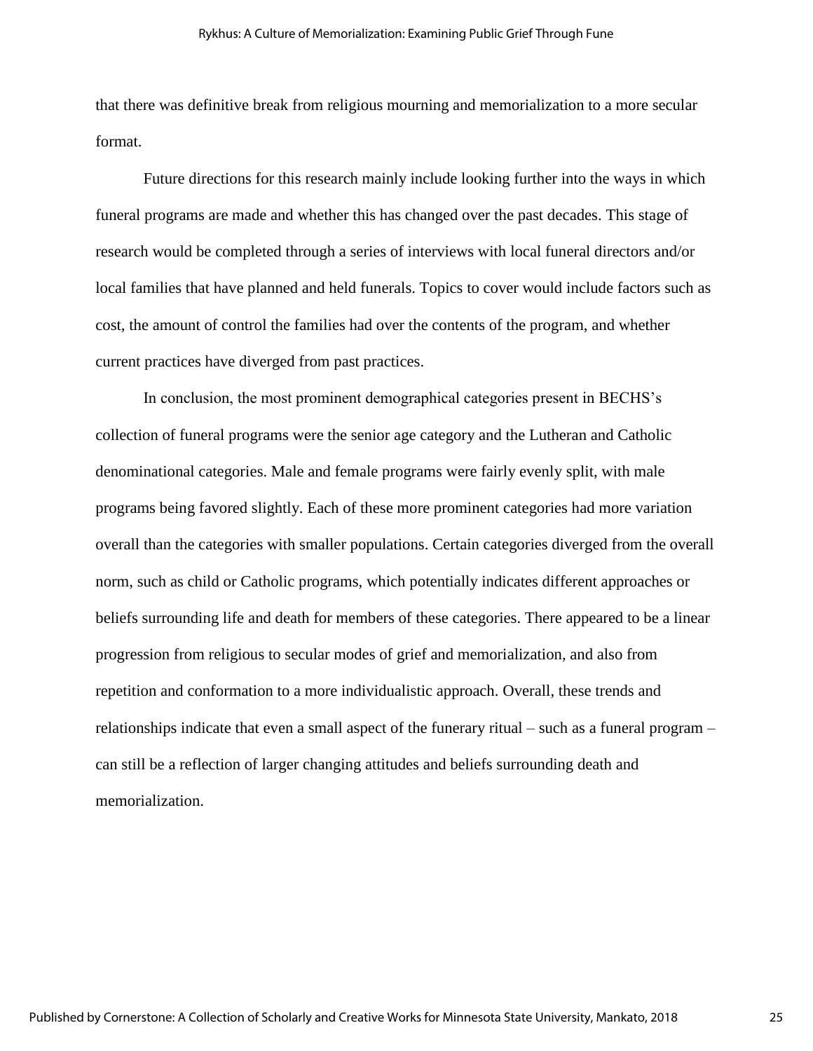that there was definitive break from religious mourning and memorialization to a more secular format.

Future directions for this research mainly include looking further into the ways in which funeral programs are made and whether this has changed over the past decades. This stage of research would be completed through a series of interviews with local funeral directors and/or local families that have planned and held funerals. Topics to cover would include factors such as cost, the amount of control the families had over the contents of the program, and whether current practices have diverged from past practices.

In conclusion, the most prominent demographical categories present in BECHS's collection of funeral programs were the senior age category and the Lutheran and Catholic denominational categories. Male and female programs were fairly evenly split, with male programs being favored slightly. Each of these more prominent categories had more variation overall than the categories with smaller populations. Certain categories diverged from the overall norm, such as child or Catholic programs, which potentially indicates different approaches or beliefs surrounding life and death for members of these categories. There appeared to be a linear progression from religious to secular modes of grief and memorialization, and also from repetition and conformation to a more individualistic approach. Overall, these trends and relationships indicate that even a small aspect of the funerary ritual – such as a funeral program – can still be a reflection of larger changing attitudes and beliefs surrounding death and memorialization.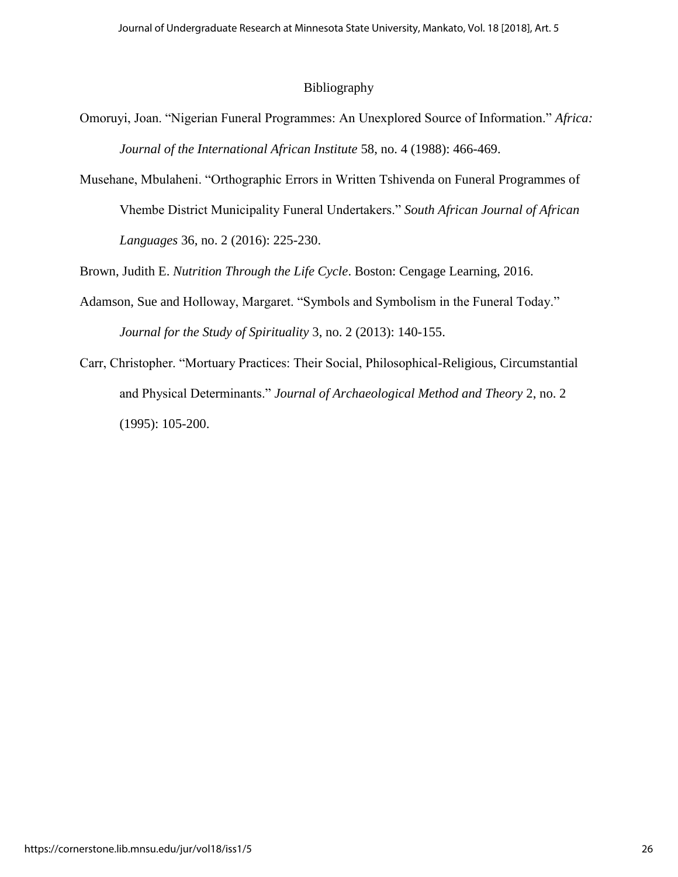# Bibliography

Omoruyi, Joan. "Nigerian Funeral Programmes: An Unexplored Source of Information." *Africa: Journal of the International African Institute* 58, no. 4 (1988): 466-469.

Musehane, Mbulaheni. "Orthographic Errors in Written Tshivenda on Funeral Programmes of Vhembe District Municipality Funeral Undertakers." *South African Journal of African Languages* 36, no. 2 (2016): 225-230.

Brown, Judith E. *Nutrition Through the Life Cycle*. Boston: Cengage Learning, 2016.

Adamson, Sue and Holloway, Margaret. "Symbols and Symbolism in the Funeral Today." *Journal for the Study of Spirituality* 3, no. 2 (2013): 140-155.

Carr, Christopher. "Mortuary Practices: Their Social, Philosophical-Religious, Circumstantial and Physical Determinants." *Journal of Archaeological Method and Theory* 2, no. 2 (1995): 105-200.